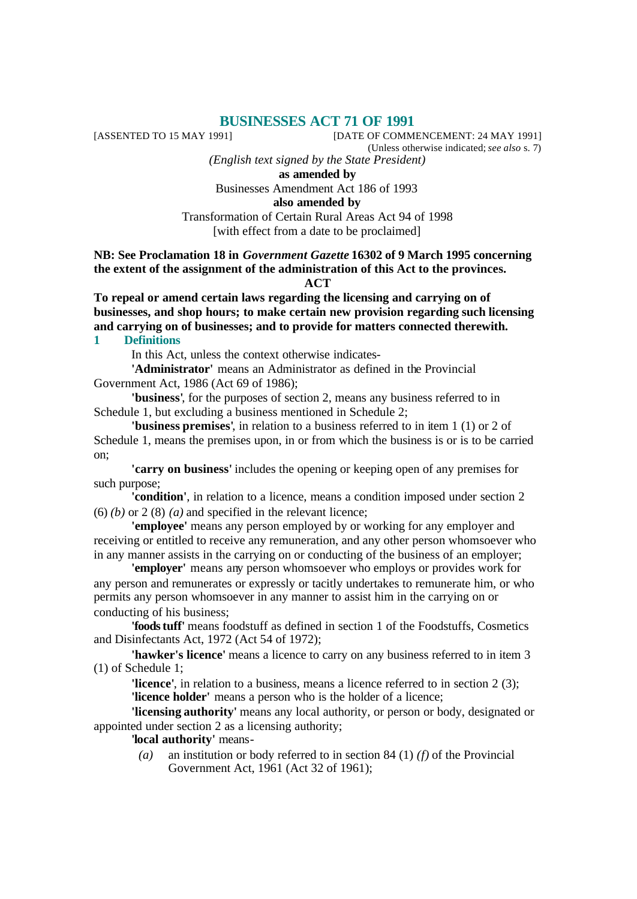# BUSINESSES ACT 71 OF 1991

[ASSENTED TO 15 MAY 1991] [DATE OF COMMENCEMENT: 24 MAY 1991]

(Unless otherwise indicated; *see also* s. 7)

*(English text signed by the State President)*

**as amended by**

Businesses Amendment Act 186 of 1993

**also amended by**

Transformation of Certain Rural Areas Act 94 of 1998

[with effect from a date to be proclaimed]

**NB: See Proclamation 18 in *Government Gazette* 16302 of 9 March 1995 concerning the extent of the assignment of the administration of this Act to the provinces.**

**ACT**

**To repeal or amend certain laws regarding the licensing and carrying on of businesses, and shop hours; to make certain new provision regarding such licensing and carrying on of businesses; and to provide for matters connected therewith.**

## 1 Definitions

In this Act, unless the context otherwise indicates-

**'Administrator'** means an Administrator as defined in the Provincial Government Act, 1986 (Act 69 of 1986);

**'business'**, for the purposes of section 2, means any business referred to in Schedule 1, but excluding a business mentioned in Schedule 2;

**'business premises'**, in relation to a business referred to in item 1 (1) or 2 of Schedule 1, means the premises upon, in or from which the business is or is to be carried on;

**'carry on business'** includes the opening or keeping open of any premises for such purpose;

**'condition'**, in relation to a licence, means a condition imposed under section 2 (6) *(b)* or 2 (8) *(a)* and specified in the relevant licence;

**'employee'** means any person employed by or working for any employer and receiving or entitled to receive any remuneration, and any other person whomsoever who in any manner assists in the carrying on or conducting of the business of an employer;

**'employer'** means any person whomsoever who employs or provides work for any person and remunerates or expressly or tacitly undertakes to remunerate him, or who permits any person whomsoever in any manner to assist him in the carrying on or conducting of his business;

**'foodstuff'** means foodstuff as defined in section 1 of the Foodstuffs, Cosmetics and Disinfectants Act, 1972 (Act 54 of 1972);

**'hawker's licence'** means a licence to carry on any business referred to in item 3 (1) of Schedule 1;

**'licence'**, in relation to a business, means a licence referred to in section 2 (3);

**'licence holder'** means a person who is the holder of a licence;

**'licensing authority'** means any local authority, or person or body, designated or appointed under section 2 as a licensing authority;

**'local authority'** means-

*(a)* an institution or body referred to in section 84 (1) *(f)* of the Provincial Government Act, 1961 (Act 32 of 1961);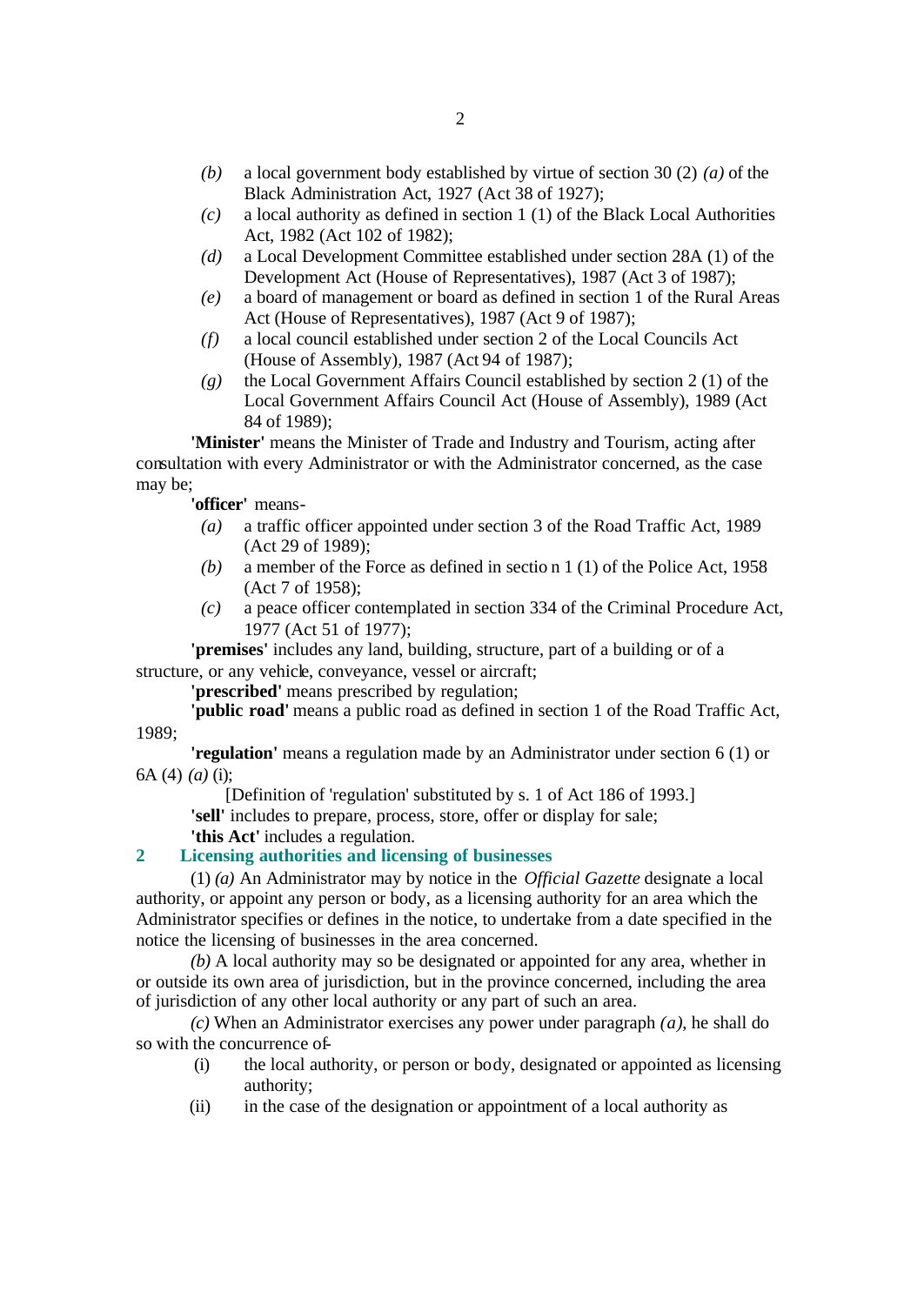*(b)* a local government body established by virtue of section 30 (2) *(a)* of the Black Administration Act, 1927 (Act 38 of 1927);

*(c)* a local authority as defined in section 1 (1) of the Black Local Authorities Act, 1982 (Act 102 of 1982);

*(d)* a Local Development Committee established under section 28A (1) of the Development Act (House of Representatives), 1987 (Act 3 of 1987);

*(e)* a board of management or board as defined in section 1 of the Rural Areas Act (House of Representatives), 1987 (Act 9 of 1987);

*(f)* a local council established under section 2 of the Local Councils Act (House of Assembly), 1987 (Act 94 of 1987);

*(g)* the Local Government Affairs Council established by section 2 (1) of the Local Government Affairs Council Act (House of Assembly), 1989 (Act 84 of 1989);

**'Minister'** means the Minister of Trade and Industry and Tourism, acting after consultation with every Administrator or with the Administrator concerned, as the case may be;

**'officer'** means-

*(a)* a traffic officer appointed under section 3 of the Road Traffic Act, 1989 (Act 29 of 1989);

*(b)* a member of the Force as defined in section 1 (1) of the Police Act, 1958 (Act 7 of 1958);

*(c)* a peace officer contemplated in section 334 of the Criminal Procedure Act, 1977 (Act 51 of 1977);

**'premises'** includes any land, building, structure, part of a building or of a structure, or any vehicle, conveyance, vessel or aircraft;

**'prescribed'** means prescribed by regulation;

**'public road'** means a public road as defined in section 1 of the Road Traffic Act, 1989;

**'regulation'** means a regulation made by an Administrator under section 6 (1) or 6A (4) *(a)* (i);

[Definition of 'regulation' substituted by s. 1 of Act 186 of 1993.]

**'sell'** includes to prepare, process, store, offer or display for sale;

**'this Act'** includes a regulation.

## 2 Licensing authorities and licensing of businesses

(1) *(a)* An Administrator may by notice in the *Official Gazette* designate a local authority, or appoint any person or body, as a licensing authority for an area which the Administrator specifies or defines in the notice, to undertake from a date specified in the notice the licensing of businesses in the area concerned.

*(b)* A local authority may so be designated or appointed for any area, whether in or outside its own area of jurisdiction, but in the province concerned, including the area of jurisdiction of any other local authority or any part of such an area.

*(c)* When an Administrator exercises any power under paragraph *(a)*, he shall do so with the concurrence of-

(i) the local authority, or person or body, designated or appointed as licensing authority;

(ii) in the case of the designation or appointment of a local authority as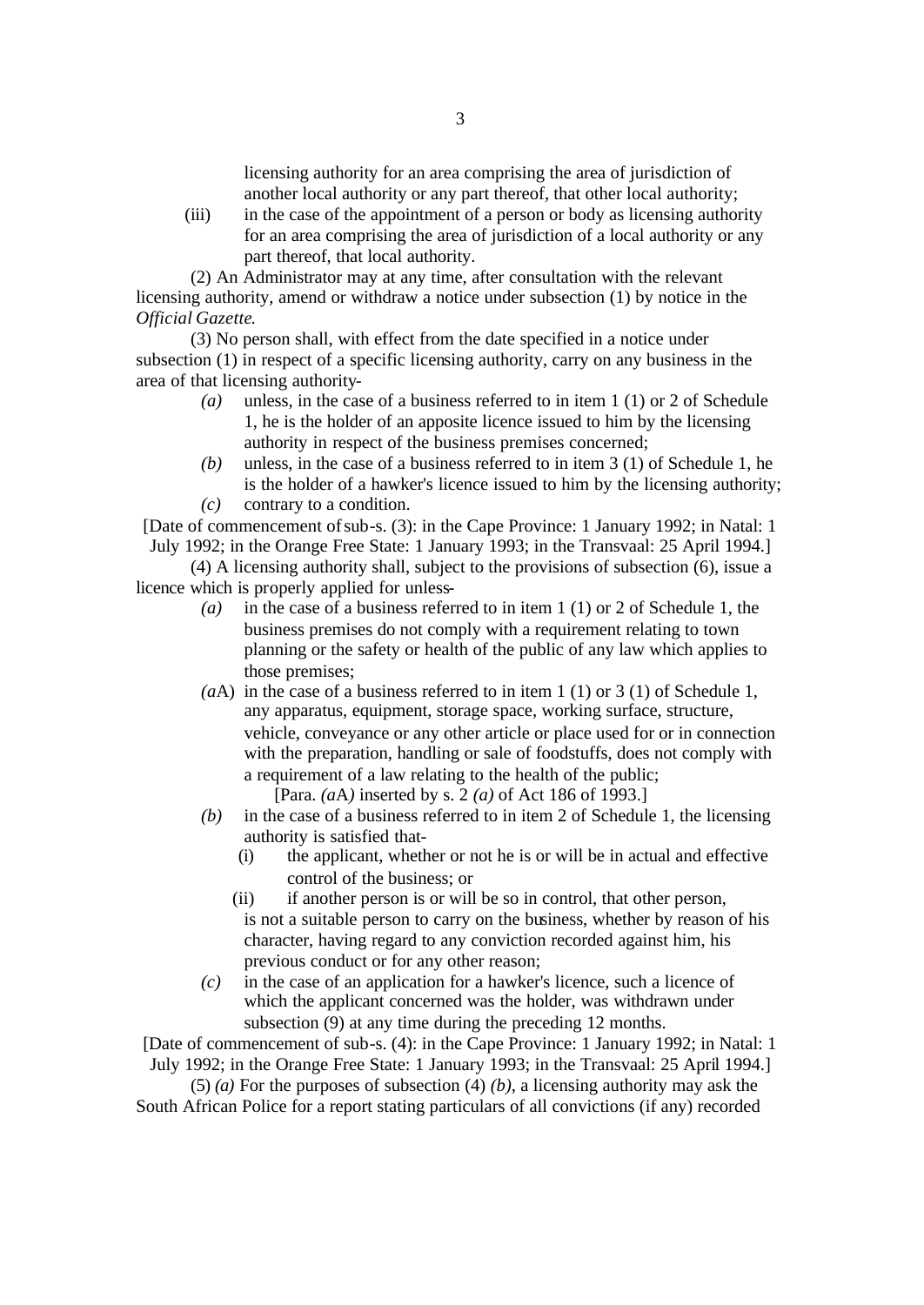licensing authority for an area comprising the area of jurisdiction of another local authority or any part thereof, that other local authority;

(iii) in the case of the appointment of a person or body as licensing authority for an area comprising the area of jurisdiction of a local authority or any part thereof, that local authority.

(2) An Administrator may at any time, after consultation with the relevant licensing authority, amend or withdraw a notice under subsection (1) by notice in the *Official Gazette*.

(3) No person shall, with effect from the date specified in a notice under subsection (1) in respect of a specific licensing authority, carry on any business in the area of that licensing authority-

*(a)* unless, in the case of a business referred to in item 1 (1) or 2 of Schedule 1, he is the holder of an apposite licence issued to him by the licensing authority in respect of the business premises concerned;

*(b)* unless, in the case of a business referred to in item 3 (1) of Schedule 1, he is the holder of a hawker's licence issued to him by the licensing authority;

*(c)* contrary to a condition.

[Date of commencement of sub-s. (3): in the Cape Province: 1 January 1992; in Natal: 1 July 1992; in the Orange Free State: 1 January 1993; in the Transvaal: 25 April 1994.]

(4) A licensing authority shall, subject to the provisions of subsection (6), issue a licence which is properly applied for unless-

*(a)* in the case of a business referred to in item 1 (1) or 2 of Schedule 1, the business premises do not comply with a requirement relating to town planning or the safety or health of the public of any law which applies to those premises;

*(a*A) in the case of a business referred to in item 1 (1) or 3 (1) of Schedule 1, any apparatus, equipment, storage space, working surface, structure, vehicle, conveyance or any other article or place used for or in connection with the preparation, handling or sale of foodstuffs, does not comply with a requirement of a law relating to the health of the public;

[Para. *(a*A*)* inserted by s. 2 *(a)* of Act 186 of 1993.]

*(b)* in the case of a business referred to in item 2 of Schedule 1, the licensing authority is satisfied that-

(i) the applicant, whether or not he is or will be in actual and effective control of the business; or

(ii) if another person is or will be so in control, that other person,

is not a suitable person to carry on the business, whether by reason of his character, having regard to any conviction recorded against him, his previous conduct or for any other reason;

*(c)* in the case of an application for a hawker's licence, such a licence of which the applicant concerned was the holder, was withdrawn under subsection (9) at any time during the preceding 12 months.

[Date of commencement of sub-s. (4): in the Cape Province: 1 January 1992; in Natal: 1 July 1992; in the Orange Free State: 1 January 1993; in the Transvaal: 25 April 1994.]

(5) *(a)* For the purposes of subsection (4) *(b)*, a licensing authority may ask the South African Police for a report stating particulars of all convictions (if any) recorded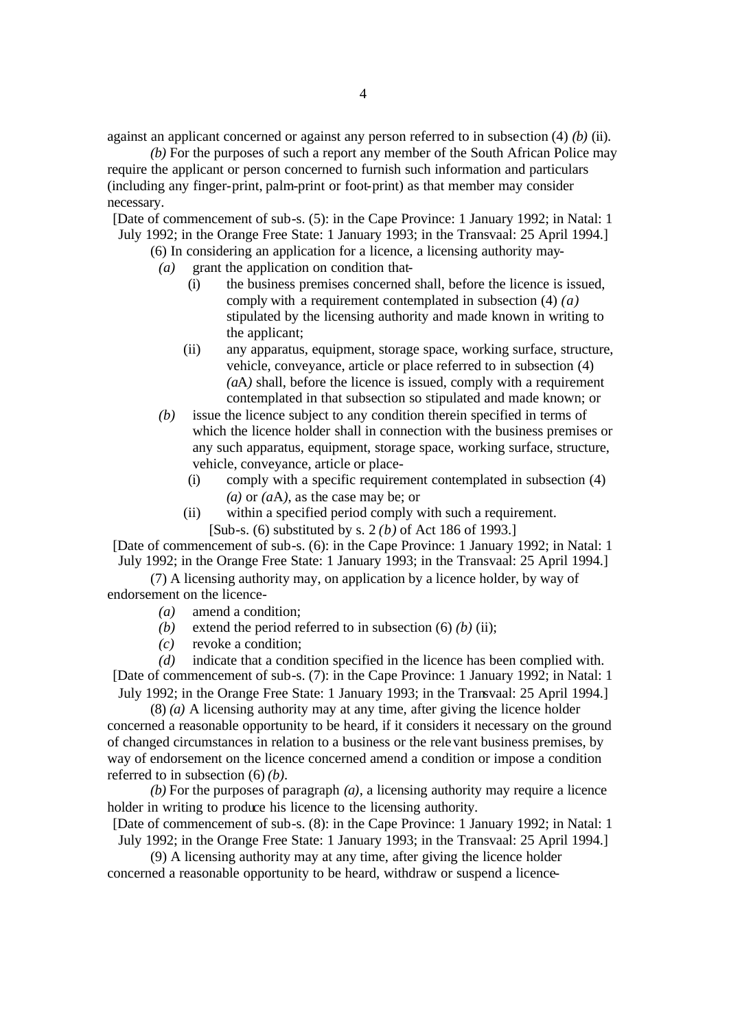against an applicant concerned or against any person referred to in subsection (4) *(b)* (ii).

*(b)* For the purposes of such a report any member of the South African Police may require the applicant or person concerned to furnish such information and particulars (including any finger-print, palm-print or foot-print) as that member may consider necessary.

[Date of commencement of sub-s. (5): in the Cape Province: 1 January 1992; in Natal: 1 July 1992; in the Orange Free State: 1 January 1993; in the Transvaal: 25 April 1994.]

(6) In considering an application for a licence, a licensing authority may-

*(a)* grant the application on condition that-

(i) the business premises concerned shall, before the licence is issued, comply with a requirement contemplated in subsection (4) *(a)* stipulated by the licensing authority and made known in writing to the applicant;

(ii) any apparatus, equipment, storage space, working surface, structure, vehicle, conveyance, article or place referred to in subsection (4) *(a*A*)* shall, before the licence is issued, comply with a requirement contemplated in that subsection so stipulated and made known; or

*(b)* issue the licence subject to any condition therein specified in terms of which the licence holder shall in connection with the business premises or any such apparatus, equipment, storage space, working surface, structure, vehicle, conveyance, article or place-

(i) comply with a specific requirement contemplated in subsection (4) *(a)* or *(a*A*)*, as the case may be; or

(ii) within a specified period comply with such a requirement.

[Sub-s. (6) substituted by s. 2 *(b)* of Act 186 of 1993.]

[Date of commencement of sub-s. (6): in the Cape Province: 1 January 1992; in Natal: 1 July 1992; in the Orange Free State: 1 January 1993; in the Transvaal: 25 April 1994.]

(7) A licensing authority may, on application by a licence holder, by way of endorsement on the licence-

*(a)* amend a condition;

*(b)* extend the period referred to in subsection (6) *(b)* (ii);

*(c)* revoke a condition;

*(d)* indicate that a condition specified in the licence has been complied with.

[Date of commencement of sub-s. (7): in the Cape Province: 1 January 1992; in Natal: 1 July 1992; in the Orange Free State: 1 January 1993; in the Transvaal: 25 April 1994.]

(8) *(a)* A licensing authority may at any time, after giving the licence holder concerned a reasonable opportunity to be heard, if it considers it necessary on the ground of changed circumstances in relation to a business or the relevant business premises, by way of endorsement on the licence concerned amend a condition or impose a condition referred to in subsection (6) *(b)*.

*(b)* For the purposes of paragraph *(a)*, a licensing authority may require a licence holder in writing to produce his licence to the licensing authority.

[Date of commencement of sub-s. (8): in the Cape Province: 1 January 1992; in Natal: 1 July 1992; in the Orange Free State: 1 January 1993; in the Transvaal: 25 April 1994.]

(9) A licensing authority may at any time, after giving the licence holder concerned a reasonable opportunity to be heard, withdraw or suspend a licence-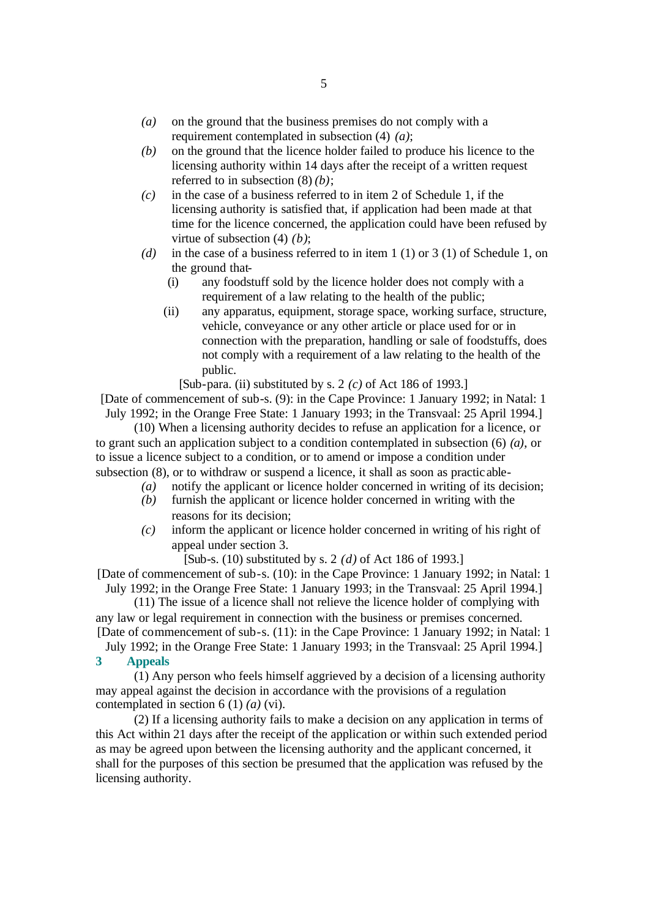*(a)* on the ground that the business premises do not comply with a requirement contemplated in subsection (4) *(a)*;

*(b)* on the ground that the licence holder failed to produce his licence to the licensing authority within 14 days after the receipt of a written request referred to in subsection (8) *(b)*;

*(c)* in the case of a business referred to in item 2 of Schedule 1, if the licensing authority is satisfied that, if application had been made at that time for the licence concerned, the application could have been refused by virtue of subsection (4) *(b)*;

*(d)* in the case of a business referred to in item 1 (1) or 3 (1) of Schedule 1, on the ground that-

(i) any foodstuff sold by the licence holder does not comply with a requirement of a law relating to the health of the public;

(ii) any apparatus, equipment, storage space, working surface, structure, vehicle, conveyance or any other article or place used for or in connection with the preparation, handling or sale of foodstuffs, does not comply with a requirement of a law relating to the health of the public.

[Sub-para. (ii) substituted by s. 2 *(c)* of Act 186 of 1993.]

[Date of commencement of sub-s. (9): in the Cape Province: 1 January 1992; in Natal: 1 July 1992; in the Orange Free State: 1 January 1993; in the Transvaal: 25 April 1994.]

(10) When a licensing authority decides to refuse an application for a licence, or to grant such an application subject to a condition contemplated in subsection (6) *(a)*, or to issue a licence subject to a condition, or to amend or impose a condition under subsection (8), or to withdraw or suspend a licence, it shall as soon as practicable-

*(a)* notify the applicant or licence holder concerned in writing of its decision;

*(b)* furnish the applicant or licence holder concerned in writing with the reasons for its decision;

*(c)* inform the applicant or licence holder concerned in writing of his right of appeal under section 3.

[Sub-s. (10) substituted by s. 2 *(d)* of Act 186 of 1993.]

[Date of commencement of sub-s. (10): in the Cape Province: 1 January 1992; in Natal: 1 July 1992; in the Orange Free State: 1 January 1993; in the Transvaal: 25 April 1994.]

(11) The issue of a licence shall not relieve the licence holder of complying with any law or legal requirement in connection with the business or premises concerned.

[Date of commencement of sub-s. (11): in the Cape Province: 1 January 1992; in Natal: 1 July 1992; in the Orange Free State: 1 January 1993; in the Transvaal: 25 April 1994.]

### 3 Appeals

(1) Any person who feels himself aggrieved by a decision of a licensing authority may appeal against the decision in accordance with the provisions of a regulation contemplated in section 6 (1) *(a)* (vi).

(2) If a licensing authority fails to make a decision on any application in terms of this Act within 21 days after the receipt of the application or within such extended period as may be agreed upon between the licensing authority and the applicant concerned, it shall for the purposes of this section be presumed that the application was refused by the licensing authority.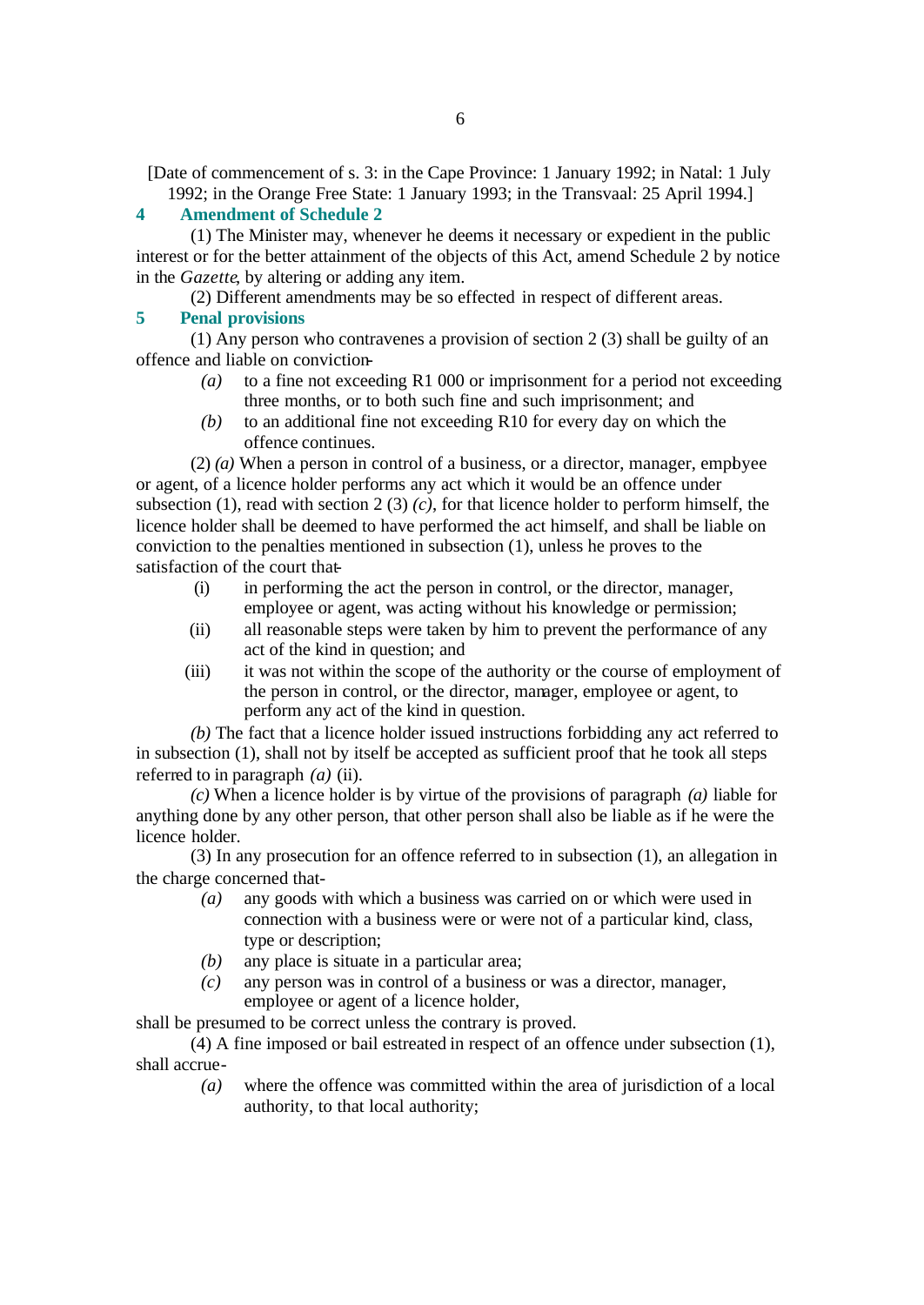[Date of commencement of s. 3: in the Cape Province: 1 January 1992; in Natal: 1 July 1992; in the Orange Free State: 1 January 1993; in the Transvaal: 25 April 1994.]

### 4 Amendment of Schedule 2

(1) The Minister may, whenever he deems it necessary or expedient in the public interest or for the better attainment of the objects of this Act, amend Schedule 2 by notice in the *Gazette*, by altering or adding any item.

(2) Different amendments may be so effected in respect of different areas.

### 5 Penal provisions

(1) Any person who contravenes a provision of section 2 (3) shall be guilty of an offence and liable on conviction-

*(a)* to a fine not exceeding R1 000 or imprisonment for a period not exceeding three months, or to both such fine and such imprisonment; and

*(b)* to an additional fine not exceeding R10 for every day on which the offence continues.

(2) *(a)* When a person in control of a business, or a director, manager, employee or agent, of a licence holder performs any act which it would be an offence under subsection (1), read with section 2 (3) *(c)*, for that licence holder to perform himself, the licence holder shall be deemed to have performed the act himself, and shall be liable on conviction to the penalties mentioned in subsection (1), unless he proves to the satisfaction of the court that-

(i) in performing the act the person in control, or the director, manager, employee or agent, was acting without his knowledge or permission;

(ii) all reasonable steps were taken by him to prevent the performance of any act of the kind in question; and

(iii) it was not within the scope of the authority or the course of employment of the person in control, or the director, manager, employee or agent, to perform any act of the kind in question.

*(b)* The fact that a licence holder issued instructions forbidding any act referred to in subsection (1), shall not by itself be accepted as sufficient proof that he took all steps referred to in paragraph *(a)* (ii).

*(c)* When a licence holder is by virtue of the provisions of paragraph *(a)* liable for anything done by any other person, that other person shall also be liable as if he were the licence holder.

(3) In any prosecution for an offence referred to in subsection (1), an allegation in the charge concerned that-

*(a)* any goods with which a business was carried on or which were used in connection with a business were or were not of a particular kind, class, type or description;

*(b)* any place is situate in a particular area;

*(c)* any person was in control of a business or was a director, manager, employee or agent of a licence holder,

shall be presumed to be correct unless the contrary is proved.

(4) A fine imposed or bail estreated in respect of an offence under subsection (1), shall accrue-

*(a)* where the offence was committed within the area of jurisdiction of a local authority, to that local authority;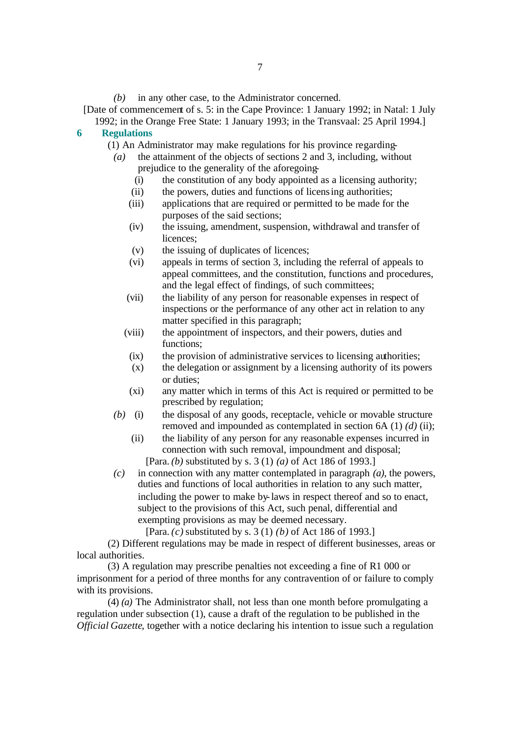*(b)* in any other case, to the Administrator concerned.

[Date of commencement of s. 5: in the Cape Province: 1 January 1992; in Natal: 1 July 1992; in the Orange Free State: 1 January 1993; in the Transvaal: 25 April 1994.]

## 6 Regulations

(1) An Administrator may make regulations for his province regarding—

*(a)* the attainment of the objects of sections 2 and 3, including, without prejudice to the generality of the aforegoing—

(i) the constitution of any body appointed as a licensing authority;

(ii) the powers, duties and functions of licensing authorities;

(iii) applications that are required or permitted to be made for the purposes of the said sections;

(iv) the issuing, amendment, suspension, withdrawal and transfer of licences;

(v) the issuing of duplicates of licences;

(vi) appeals in terms of section 3, including the referral of appeals to appeal committees, and the constitution, functions and procedures, and the legal effect of findings, of such committees;

(vii) the liability of any person for reasonable expenses in respect of inspections or the performance of any other act in relation to any matter specified in this paragraph;

(viii) the appointment of inspectors, and their powers, duties and functions;

(ix) the provision of administrative services to licensing authorities;

(x) the delegation or assignment by a licensing authority of its powers or duties;

(xi) any matter which in terms of this Act is required or permitted to be prescribed by regulation;

*(b)* (i) the disposal of any goods, receptacle, vehicle or movable structure removed and impounded as contemplated in section 6A (1) *(d)* (ii);

(ii) the liability of any person for any reasonable expenses incurred in connection with such removal, impoundment and disposal;

[Para. *(b)* substituted by s. 3 (1) *(a)* of Act 186 of 1993.]

*(c)* in connection with any matter contemplated in paragraph *(a)*, the powers, duties and functions of local authorities in relation to any such matter, including the power to make by-laws in respect thereof and so to enact, subject to the provisions of this Act, such penal, differential and exempting provisions as may be deemed necessary.

[Para. *(c)* substituted by s. 3 (1) *(b)* of Act 186 of 1993.]

(2) Different regulations may be made in respect of different businesses, areas or local authorities.

(3) A regulation may prescribe penalties not exceeding a fine of R1 000 or imprisonment for a period of three months for any contravention of or failure to comply with its provisions.

(4) *(a)* The Administrator shall, not less than one month before promulgating a regulation under subsection (1), cause a draft of the regulation to be published in the *Official Gazette*, together with a notice declaring his intention to issue such a regulation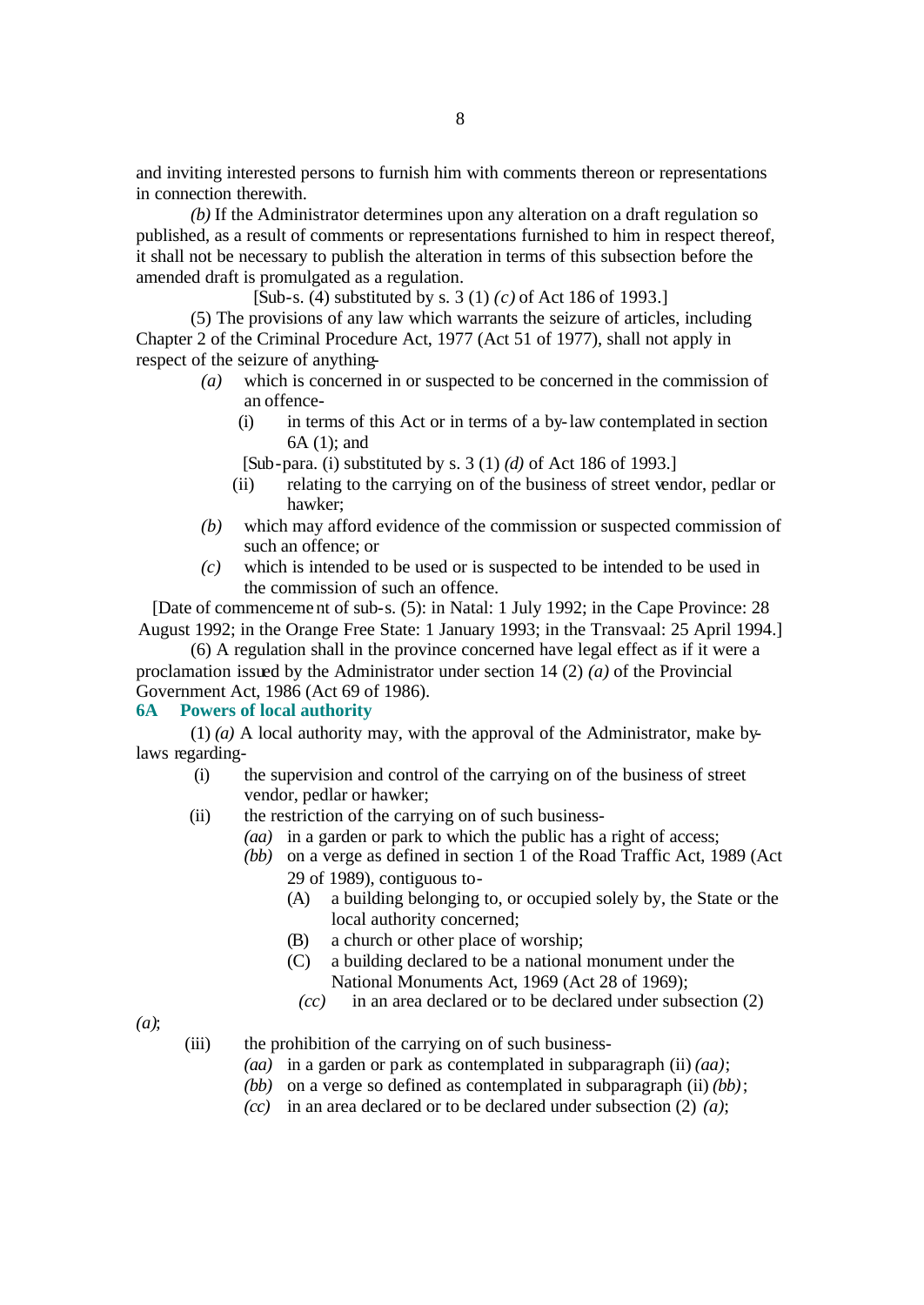and inviting interested persons to furnish him with comments thereon or representations in connection therewith.

*(b)* If the Administrator determines upon any alteration on a draft regulation so published, as a result of comments or representations furnished to him in respect thereof, it shall not be necessary to publish the alteration in terms of this subsection before the amended draft is promulgated as a regulation.

[Sub-s. (4) substituted by s. 3 (1) *(c)* of Act 186 of 1993.]

(5) The provisions of any law which warrants the seizure of articles, including Chapter 2 of the Criminal Procedure Act, 1977 (Act 51 of 1977), shall not apply in respect of the seizure of anything-

*(a)* which is concerned in or suspected to be concerned in the commission of an offence-

(i) in terms of this Act or in terms of a by-law contemplated in section 6A (1); and

[Sub-para. (i) substituted by s. 3 (1) *(d)* of Act 186 of 1993.]

(ii) relating to the carrying on of the business of street vendor, pedlar or hawker;

*(b)* which may afford evidence of the commission or suspected commission of such an offence; or

*(c)* which is intended to be used or is suspected to be intended to be used in the commission of such an offence.

[Date of commencement of sub-s. (5): in Natal: 1 July 1992; in the Cape Province: 28 August 1992; in the Orange Free State: 1 January 1993; in the Transvaal: 25 April 1994.]

(6) A regulation shall in the province concerned have legal effect as if it were a proclamation issued by the Administrator under section 14 (2) *(a)* of the Provincial Government Act, 1986 (Act 69 of 1986).

**6A Powers of local authority**

(1) *(a)* A local authority may, with the approval of the Administrator, make by-laws regarding-

(i) the supervision and control of the carrying on of the business of street vendor, pedlar or hawker;

(ii) the restriction of the carrying on of such business-

*(aa)* in a garden or park to which the public has a right of access;

*(bb)* on a verge as defined in section 1 of the Road Traffic Act, 1989 (Act 29 of 1989), contiguous to-

(A) a building belonging to, or occupied solely by, the State or the local authority concerned;

(B) a church or other place of worship;

(C) a building declared to be a national monument under the National Monuments Act, 1969 (Act 28 of 1969);

*(cc)* in an area declared or to be declared under subsection (2) *(a)*;

(iii) the prohibition of the carrying on of such business-

*(aa)* in a garden or park as contemplated in subparagraph (ii) *(aa)*;

*(bb)* on a verge so defined as contemplated in subparagraph (ii) *(bb)*;

*(cc)* in an area declared or to be declared under subsection (2) *(a)*;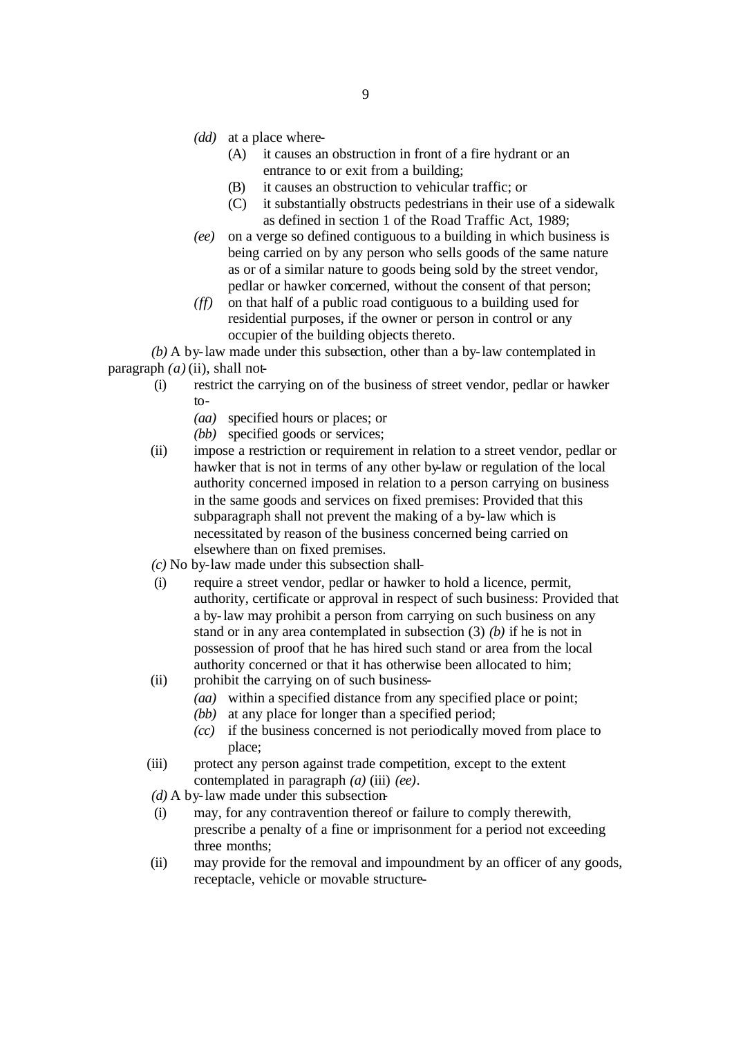*(dd)* at a place where-

(A) it causes an obstruction in front of a fire hydrant or an entrance to or exit from a building;

(B) it causes an obstruction to vehicular traffic; or

(C) it substantially obstructs pedestrians in their use of a sidewalk as defined in section 1 of the Road Traffic Act, 1989;

*(ee)* on a verge so defined contiguous to a building in which business is being carried on by any person who sells goods of the same nature as or of a similar nature to goods being sold by the street vendor, pedlar or hawker concerned, without the consent of that person;

*(ff)* on that half of a public road contiguous to a building used for residential purposes, if the owner or person in control or any occupier of the building objects thereto.

*(b)* A by-law made under this subsection, other than a by-law contemplated in paragraph *(a)* (ii), shall not-

(i) restrict the carrying on of the business of street vendor, pedlar or hawker to-

*(aa)* specified hours or places; or

*(bb)* specified goods or services;

(ii) impose a restriction or requirement in relation to a street vendor, pedlar or hawker that is not in terms of any other by-law or regulation of the local authority concerned imposed in relation to a person carrying on business in the same goods and services on fixed premises: Provided that this subparagraph shall not prevent the making of a by-law which is necessitated by reason of the business concerned being carried on elsewhere than on fixed premises.

*(c)* No by-law made under this subsection shall-

(i) require a street vendor, pedlar or hawker to hold a licence, permit, authority, certificate or approval in respect of such business: Provided that a by-law may prohibit a person from carrying on such business on any stand or in any area contemplated in subsection (3) *(b)* if he is not in possession of proof that he has hired such stand or area from the local authority concerned or that it has otherwise been allocated to him;

(ii) prohibit the carrying on of such business-

*(aa)* within a specified distance from any specified place or point;

*(bb)* at any place for longer than a specified period;

*(cc)* if the business concerned is not periodically moved from place to place;

(iii) protect any person against trade competition, except to the extent contemplated in paragraph *(a)* (iii) *(ee)*.

*(d)* A by-law made under this subsection-

(i) may, for any contravention thereof or failure to comply therewith, prescribe a penalty of a fine or imprisonment for a period not exceeding three months;

(ii) may provide for the removal and impoundment by an officer of any goods, receptacle, vehicle or movable structure-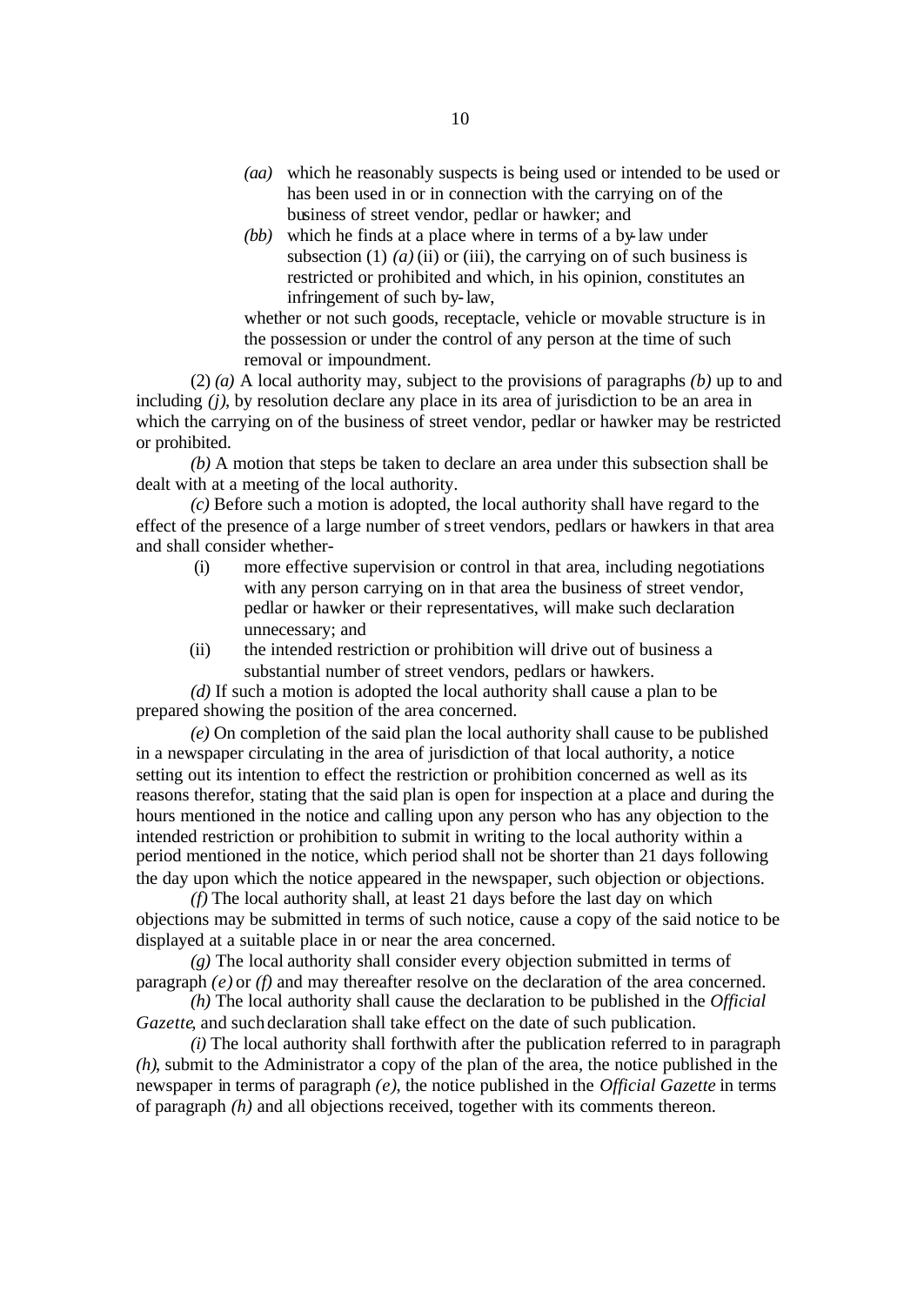*(aa)* which he reasonably suspects is being used or intended to be used or has been used in or in connection with the carrying on of the business of street vendor, pedlar or hawker; and

*(bb)* which he finds at a place where in terms of a by-law under subsection (1) *(a)* (ii) or (iii), the carrying on of such business is restricted or prohibited and which, in his opinion, constitutes an infringement of such by-law,

whether or not such goods, receptacle, vehicle or movable structure is in the possession or under the control of any person at the time of such removal or impoundment.

(2) *(a)* A local authority may, subject to the provisions of paragraphs *(b)* up to and including *(j)*, by resolution declare any place in its area of jurisdiction to be an area in which the carrying on of the business of street vendor, pedlar or hawker may be restricted or prohibited.

*(b)* A motion that steps be taken to declare an area under this subsection shall be dealt with at a meeting of the local authority.

*(c)* Before such a motion is adopted, the local authority shall have regard to the effect of the presence of a large number of street vendors, pedlars or hawkers in that area and shall consider whether-

(i) more effective supervision or control in that area, including negotiations with any person carrying on in that area the business of street vendor, pedlar or hawker or their representatives, will make such declaration unnecessary; and

(ii) the intended restriction or prohibition will drive out of business a substantial number of street vendors, pedlars or hawkers.

*(d)* If such a motion is adopted the local authority shall cause a plan to be prepared showing the position of the area concerned.

*(e)* On completion of the said plan the local authority shall cause to be published in a newspaper circulating in the area of jurisdiction of that local authority, a notice setting out its intention to effect the restriction or prohibition concerned as well as its reasons therefor, stating that the said plan is open for inspection at a place and during the hours mentioned in the notice and calling upon any person who has any objection to the intended restriction or prohibition to submit in writing to the local authority within a period mentioned in the notice, which period shall not be shorter than 21 days following the day upon which the notice appeared in the newspaper, such objection or objections.

*(f)* The local authority shall, at least 21 days before the last day on which objections may be submitted in terms of such notice, cause a copy of the said notice to be displayed at a suitable place in or near the area concerned.

*(g)* The local authority shall consider every objection submitted in terms of paragraph *(e)* or *(f)* and may thereafter resolve on the declaration of the area concerned.

*(h)* The local authority shall cause the declaration to be published in the *Official Gazette*, and such declaration shall take effect on the date of such publication.

*(i)* The local authority shall forthwith after the publication referred to in paragraph *(h)*, submit to the Administrator a copy of the plan of the area, the notice published in the newspaper in terms of paragraph *(e)*, the notice published in the *Official Gazette* in terms of paragraph *(h)* and all objections received, together with its comments thereon.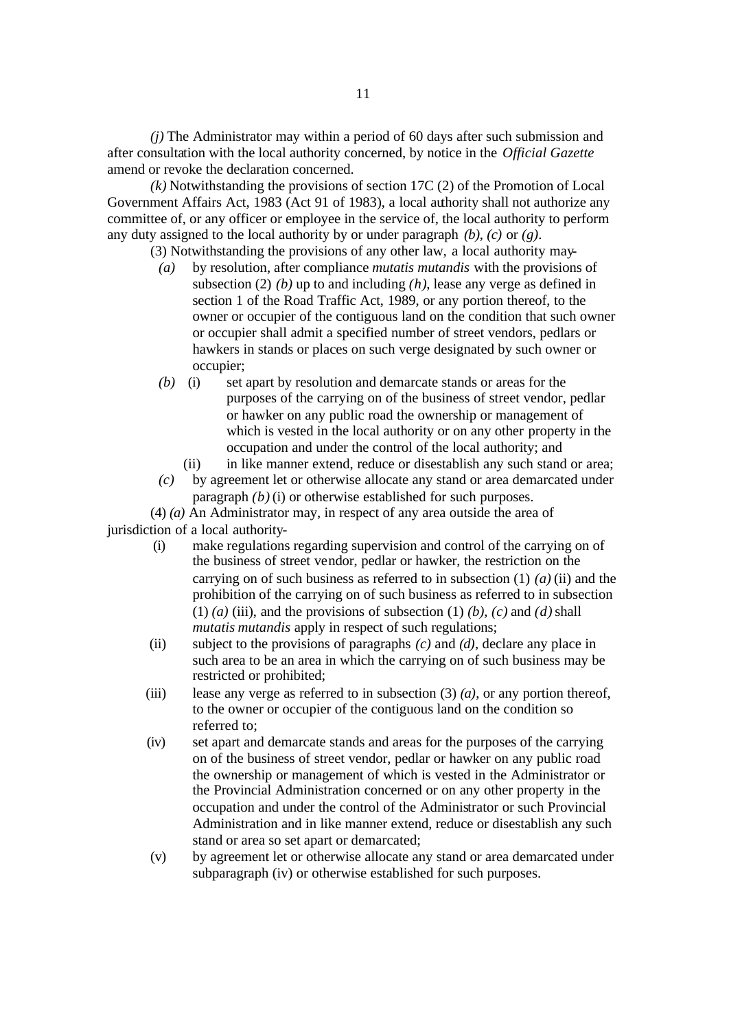*(j)* The Administrator may within a period of 60 days after such submission and after consultation with the local authority concerned, by notice in the *Official Gazette* amend or revoke the declaration concerned.

*(k)* Notwithstanding the provisions of section 17C (2) of the Promotion of Local Government Affairs Act, 1983 (Act 91 of 1983), a local authority shall not authorize any committee of, or any officer or employee in the service of, the local authority to perform any duty assigned to the local authority by or under paragraph *(b)*, *(c)* or *(g)*.

(3) Notwithstanding the provisions of any other law, a local authority may-

*(a)* by resolution, after compliance *mutatis mutandis* with the provisions of subsection (2) *(b)* up to and including *(h)*, lease any verge as defined in section 1 of the Road Traffic Act, 1989, or any portion thereof, to the owner or occupier of the contiguous land on the condition that such owner or occupier shall admit a specified number of street vendors, pedlars or hawkers in stands or places on such verge designated by such owner or occupier;

*(b)* (i) set apart by resolution and demarcate stands or areas for the purposes of the carrying on of the business of street vendor, pedlar or hawker on any public road the ownership or management of which is vested in the local authority or on any other property in the occupation and under the control of the local authority; and

(ii) in like manner extend, reduce or disestablish any such stand or area;

*(c)* by agreement let or otherwise allocate any stand or area demarcated under paragraph *(b)* (i) or otherwise established for such purposes.

(4) *(a)* An Administrator may, in respect of any area outside the area of jurisdiction of a local authority-

(i) make regulations regarding supervision and control of the carrying on of the business of street vendor, pedlar or hawker, the restriction on the carrying on of such business as referred to in subsection (1) *(a)* (ii) and the prohibition of the carrying on of such business as referred to in subsection (1) *(a)* (iii), and the provisions of subsection (1) *(b)*, *(c)* and *(d)* shall *mutatis mutandis* apply in respect of such regulations;

(ii) subject to the provisions of paragraphs *(c)* and *(d)*, declare any place in such area to be an area in which the carrying on of such business may be restricted or prohibited;

(iii) lease any verge as referred to in subsection (3) *(a)*, or any portion thereof, to the owner or occupier of the contiguous land on the condition so referred to;

(iv) set apart and demarcate stands and areas for the purposes of the carrying on of the business of street vendor, pedlar or hawker on any public road the ownership or management of which is vested in the Administrator or the Provincial Administration concerned or on any other property in the occupation and under the control of the Administrator or such Provincial Administration and in like manner extend, reduce or disestablish any such stand or area so set apart or demarcated;

(v) by agreement let or otherwise allocate any stand or area demarcated under subparagraph (iv) or otherwise established for such purposes.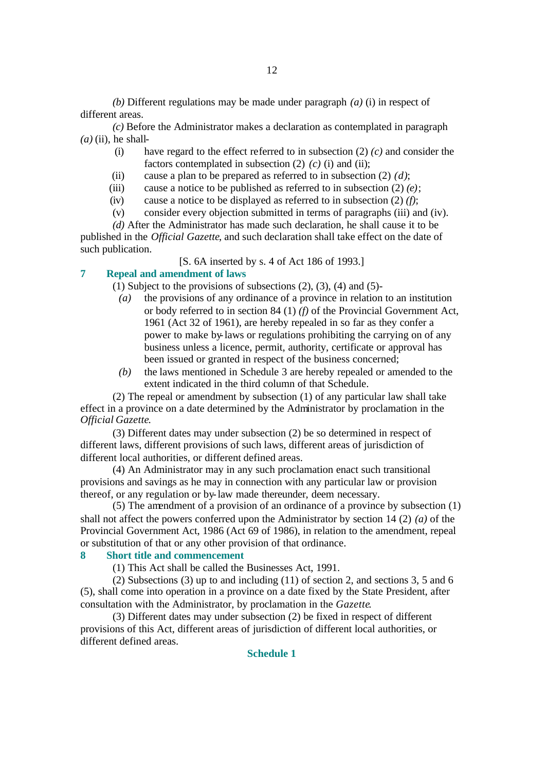*(b)* Different regulations may be made under paragraph *(a)* (i) in respect of different areas.

*(c)* Before the Administrator makes a declaration as contemplated in paragraph *(a)* (ii), he shall-

(i) have regard to the effect referred to in subsection (2) *(c)* and consider the factors contemplated in subsection (2) *(c)* (i) and (ii);

(ii) cause a plan to be prepared as referred to in subsection (2) *(d)*;

(iii) cause a notice to be published as referred to in subsection (2) *(e)*;

(iv) cause a notice to be displayed as referred to in subsection (2) *(f)*;

(v) consider every objection submitted in terms of paragraphs (iii) and (iv).

*(d)* After the Administrator has made such declaration, he shall cause it to be published in the *Official Gazette*, and such declaration shall take effect on the date of such publication.

[S. 6A inserted by s. 4 of Act 186 of 1993.]

## 7 Repeal and amendment of laws

(1) Subject to the provisions of subsections (2), (3), (4) and (5)-

*(a)* the provisions of any ordinance of a province in relation to an institution or body referred to in section 84 (1) *(f)* of the Provincial Government Act, 1961 (Act 32 of 1961), are hereby repealed in so far as they confer a power to make by-laws or regulations prohibiting the carrying on of any business unless a licence, permit, authority, certificate or approval has been issued or granted in respect of the business concerned;

*(b)* the laws mentioned in Schedule 3 are hereby repealed or amended to the extent indicated in the third column of that Schedule.

(2) The repeal or amendment by subsection (1) of any particular law shall take effect in a province on a date determined by the Administrator by proclamation in the *Official Gazette*.

(3) Different dates may under subsection (2) be so determined in respect of different laws, different provisions of such laws, different areas of jurisdiction of different local authorities, or different defined areas.

(4) An Administrator may in any such proclamation enact such transitional provisions and savings as he may in connection with any particular law or provision thereof, or any regulation or by-law made thereunder, deem necessary.

(5) The amendment of a provision of an ordinance of a province by subsection (1) shall not affect the powers conferred upon the Administrator by section 14 (2) *(a)* of the Provincial Government Act, 1986 (Act 69 of 1986), in relation to the amendment, repeal or substitution of that or any other provision of that ordinance.

## 8 Short title and commencement

(1) This Act shall be called the Businesses Act, 1991.

(2) Subsections (3) up to and including (11) of section 2, and sections 3, 5 and 6 (5), shall come into operation in a province on a date fixed by the State President, after consultation with the Administrator, by proclamation in the *Gazette*.

(3) Different dates may under subsection (2) be fixed in respect of different provisions of this Act, different areas of jurisdiction of different local authorities, or different defined areas.

## Schedule 1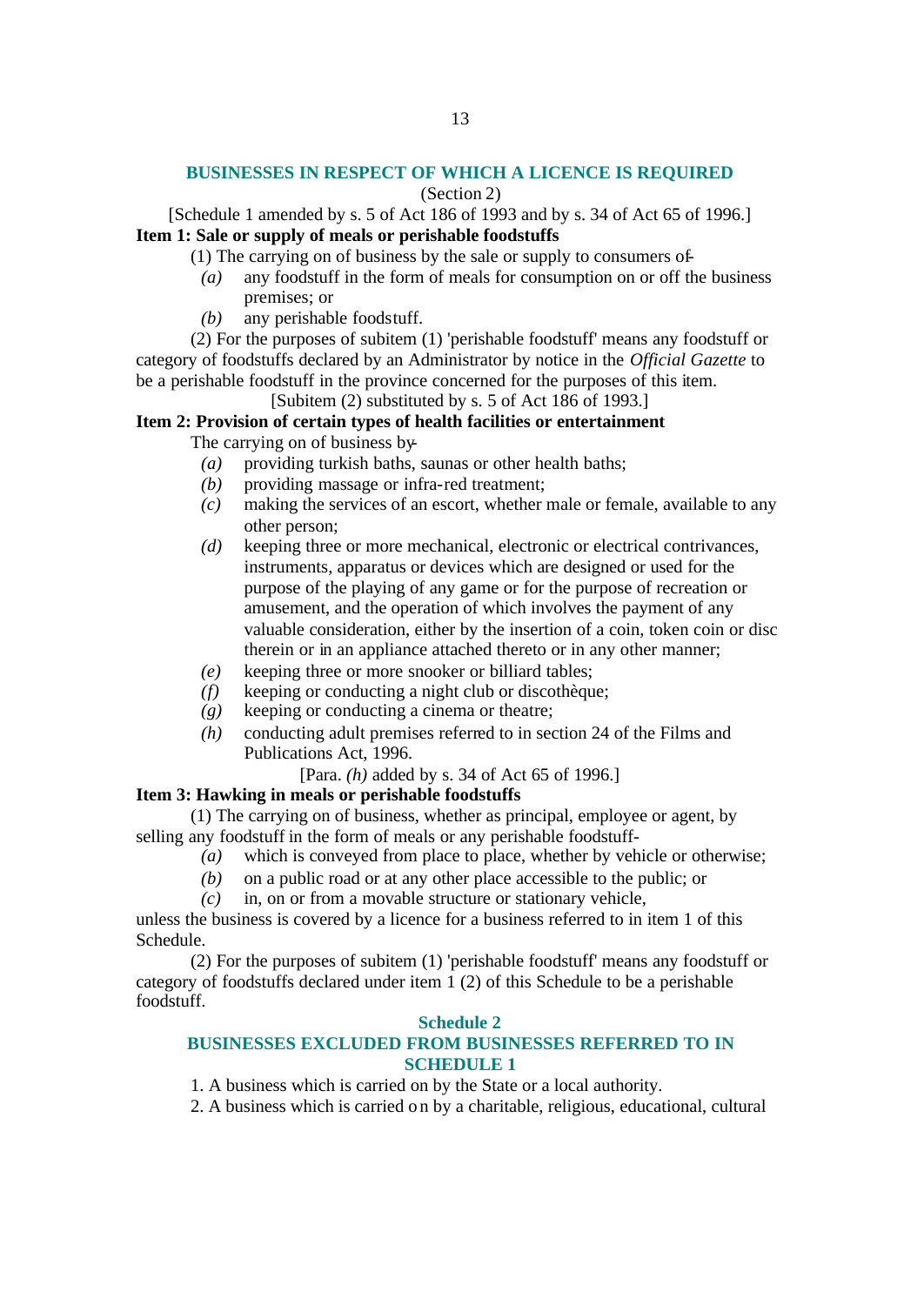## BUSINESSES IN RESPECT OF WHICH A LICENCE IS REQUIRED

(Section 2)

[Schedule 1 amended by s. 5 of Act 186 of 1993 and by s. 34 of Act 65 of 1996.]

**Item 1: Sale or supply of meals or perishable foodstuffs**

(1) The carrying on of business by the sale or supply to consumers of-

*(a)* any foodstuff in the form of meals for consumption on or off the business premises; or

*(b)* any perishable foodstuff.

(2) For the purposes of subitem (1) 'perishable foodstuff' means any foodstuff or category of foodstuffs declared by an Administrator by notice in the *Official Gazette* to be a perishable foodstuff in the province concerned for the purposes of this item.

[Subitem (2) substituted by s. 5 of Act 186 of 1993.]

**Item 2: Provision of certain types of health facilities or entertainment**

The carrying on of business by-

*(a)* providing turkish baths, saunas or other health baths;

*(b)* providing massage or infra-red treatment;

*(c)* making the services of an escort, whether male or female, available to any other person;

*(d)* keeping three or more mechanical, electronic or electrical contrivances, instruments, apparatus or devices which are designed or used for the purpose of the playing of any game or for the purpose of recreation or amusement, and the operation of which involves the payment of any valuable consideration, either by the insertion of a coin, token coin or disc therein or in an appliance attached thereto or in any other manner;

*(e)* keeping three or more snooker or billiard tables;

*(f)* keeping or conducting a night club or discothèque;

*(g)* keeping or conducting a cinema or theatre;

*(h)* conducting adult premises referred to in section 24 of the Films and Publications Act, 1996.

[Para. *(h)* added by s. 34 of Act 65 of 1996.]

**Item 3: Hawking in meals or perishable foodstuffs**

(1) The carrying on of business, whether as principal, employee or agent, by selling any foodstuff in the form of meals or any perishable foodstuff-

*(a)* which is conveyed from place to place, whether by vehicle or otherwise;

*(b)* on a public road or at any other place accessible to the public; or

*(c)* in, on or from a movable structure or stationary vehicle,

unless the business is covered by a licence for a business referred to in item 1 of this Schedule.

(2) For the purposes of subitem (1) 'perishable foodstuff' means any foodstuff or category of foodstuffs declared under item 1 (2) of this Schedule to be a perishable foodstuff.

## Schedule 2

## BUSINESSES EXCLUDED FROM BUSINESSES REFERRED TO IN SCHEDULE 1

1. A business which is carried on by the State or a local authority.

2. A business which is carried on by a charitable, religious, educational, cultural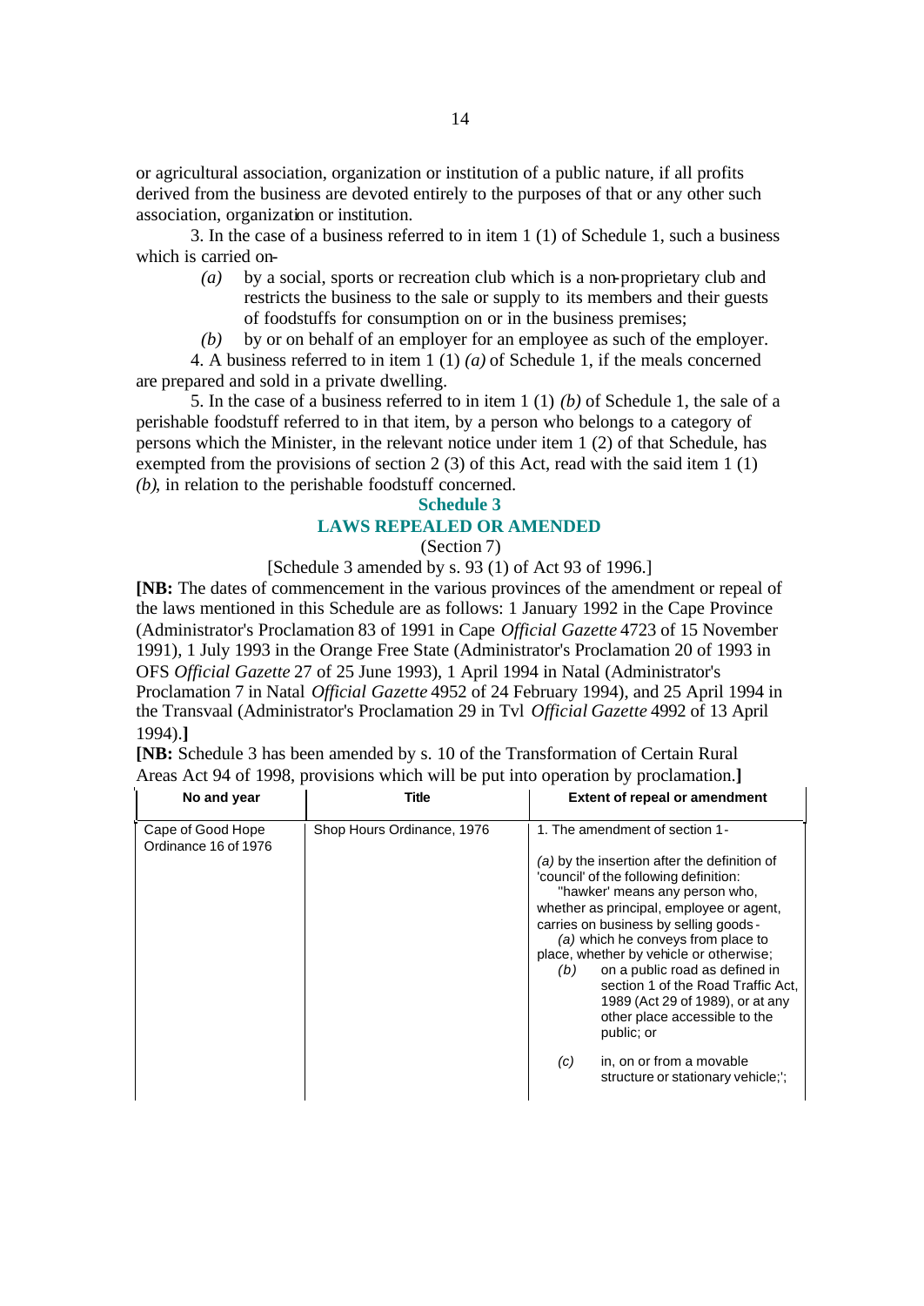or agricultural association, organization or institution of a public nature, if all profits derived from the business are devoted entirely to the purposes of that or any other such association, organization or institution.

3. In the case of a business referred to in item 1 (1) of Schedule 1, such a business which is carried on-

*(a)* by a social, sports or recreation club which is a non-proprietary club and restricts the business to the sale or supply to its members and their guests of foodstuffs for consumption on or in the business premises;

*(b)* by or on behalf of an employer for an employee as such of the employer.

4. A business referred to in item 1 (1) *(a)* of Schedule 1, if the meals concerned are prepared and sold in a private dwelling.

5. In the case of a business referred to in item 1 (1) *(b)* of Schedule 1, the sale of a perishable foodstuff referred to in that item, by a person who belongs to a category of persons which the Minister, in the relevant notice under item 1 (2) of that Schedule, has exempted from the provisions of section 2 (3) of this Act, read with the said item 1 (1) *(b)*, in relation to the perishable foodstuff concerned.

## Schedule 3

## LAWS REPEALED OR AMENDED

(Section 7)

[Schedule 3 amended by s. 93 (1) of Act 93 of 1996.]

**[NB:** The dates of commencement in the various provinces of the amendment or repeal of the laws mentioned in this Schedule are as follows: 1 January 1992 in the Cape Province (Administrator's Proclamation 83 of 1991 in Cape *Official Gazette* 4723 of 15 November 1991), 1 July 1993 in the Orange Free State (Administrator's Proclamation 20 of 1993 in OFS *Official Gazette* 27 of 25 June 1993), 1 April 1994 in Natal (Administrator's Proclamation 7 in Natal *Official Gazette* 4952 of 24 February 1994), and 25 April 1994 in the Transvaal (Administrator's Proclamation 29 in Tvl *Official Gazette* 4992 of 13 April 1994).**]**

**[NB:** Schedule 3 has been amended by s. 10 of the Transformation of Certain Rural Areas Act 94 of 1998, provisions which will be put into operation by proclamation.**]**

| No and year | Title | Extent of repeal or amendment |
|---|---|---|
| Cape of Good Hope Ordinance 16 of 1976 | Shop Hours Ordinance, 1976 | 1. The amendment of section 1-<br><br>*(a)* by the insertion after the definition of 'council' of the following definition:<br>"hawker' means any person who, whether as principal, employee or agent, carries on business by selling goods-<br>*(a)* which he conveys from place to place, whether by vehicle or otherwise;<br>*(b)* on a public road as defined in section 1 of the Road Traffic Act, 1989 (Act 29 of 1989), or at any other place accessible to the public; or<br><br>*(c)* in, on or from a movable structure or stationary vehicle;'; |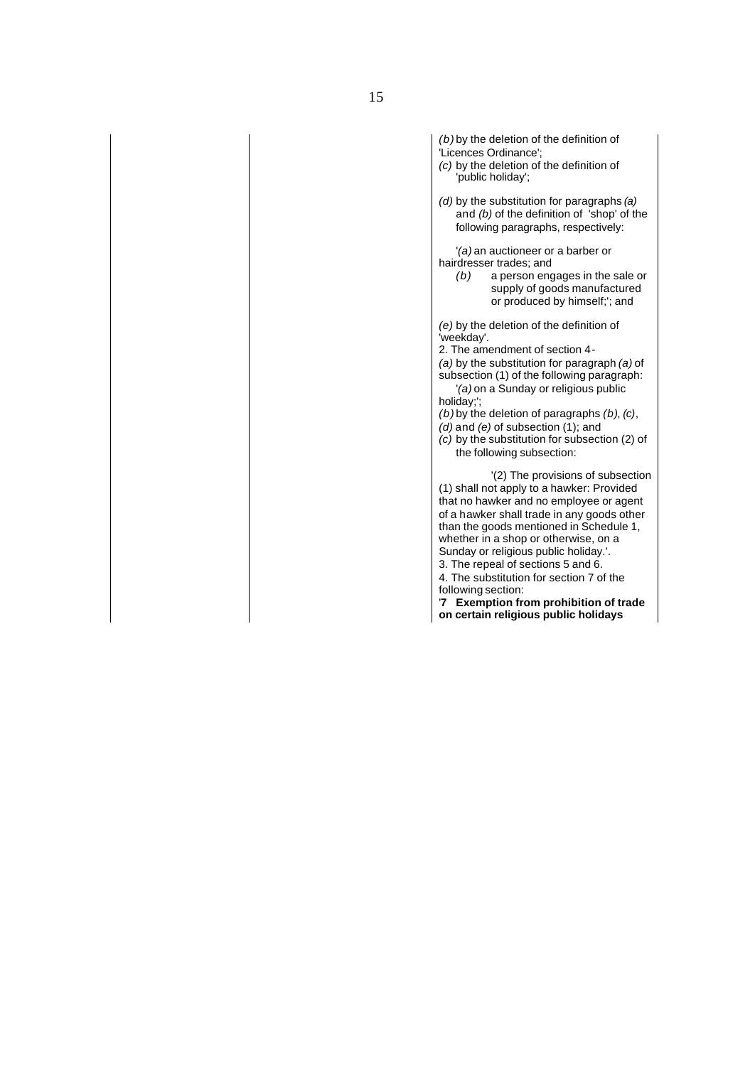*(b)* by the deletion of the definition of 'Licences Ordinance';

*(c)* by the deletion of the definition of 'public holiday';

*(d)* by the substitution for paragraphs *(a)* and *(b)* of the definition of 'shop' of the following paragraphs, respectively:

'*(a)* an auctioneer or a barber or hairdresser trades; and

*(b)* a person engages in the sale or supply of goods manufactured or produced by himself;'; and

*(e)* by the deletion of the definition of 'weekday'.

2. The amendment of section 4-

*(a)* by the substitution for paragraph *(a)* of subsection (1) of the following paragraph:

'*(a)* on a Sunday or religious public holiday;';

*(b)* by the deletion of paragraphs *(b)*, *(c)*, *(d)* and *(e)* of subsection (1); and

*(c)* by the substitution for subsection (2) of the following subsection:

'(2) The provisions of subsection (1) shall not apply to a hawker: Provided that no hawker and no employee or agent of a hawker shall trade in any goods other than the goods mentioned in Schedule 1, whether in a shop or otherwise, on a Sunday or religious public holiday.'.

3. The repeal of sections 5 and 6.

4. The substitution for section 7 of the following section:

'**7 Exemption from prohibition of trade on certain religious public holidays**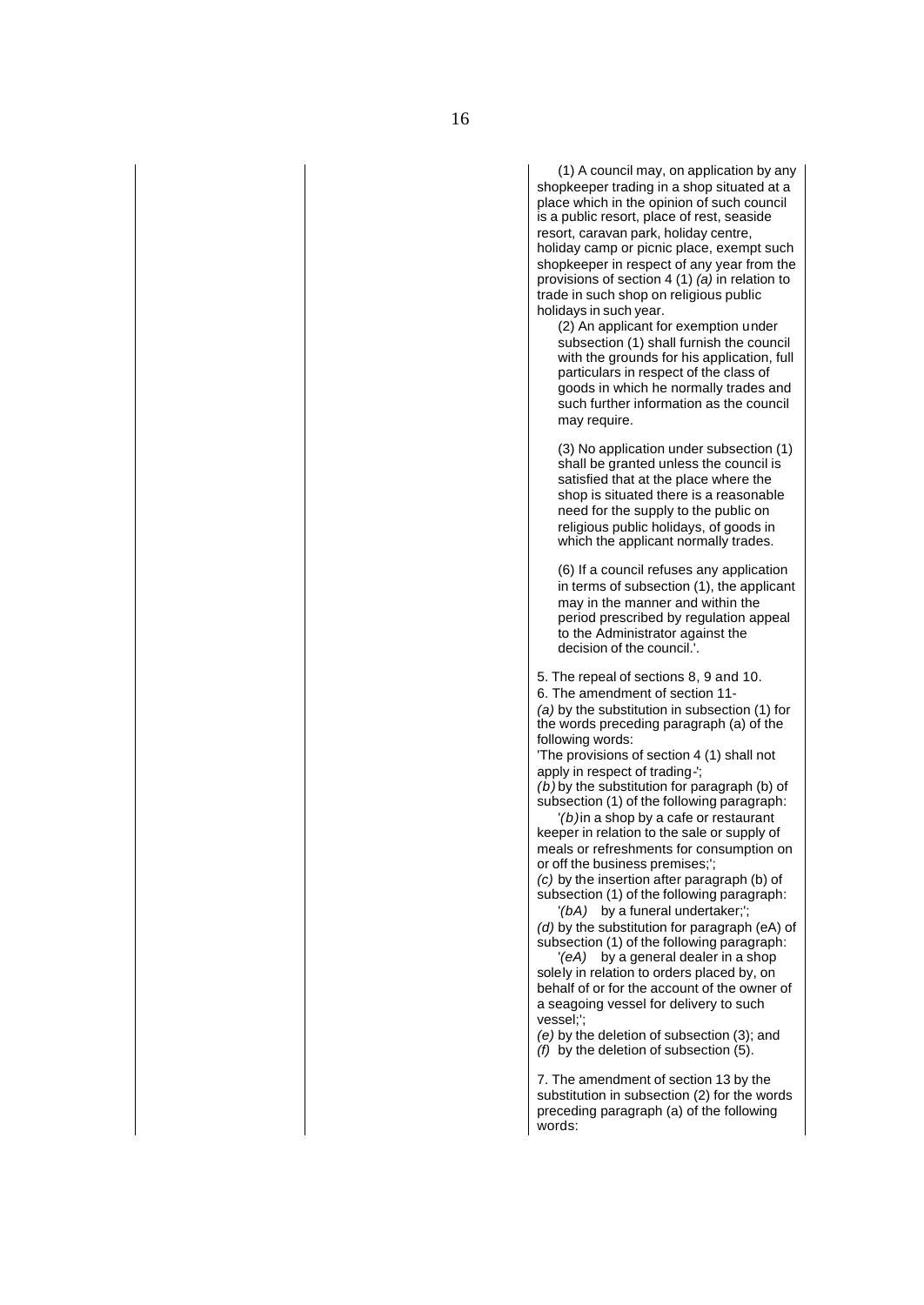(1) A council may, on application by any shopkeeper trading in a shop situated at a place which in the opinion of such council is a public resort, place of rest, seaside resort, caravan park, holiday centre, holiday camp or picnic place, exempt such shopkeeper in respect of any year from the provisions of section 4 (1) *(a)* in relation to trade in such shop on religious public holidays in such year.

(2) An applicant for exemption under subsection (1) shall furnish the council with the grounds for his application, full particulars in respect of the class of goods in which he normally trades and such further information as the council may require.

(3) No application under subsection (1) shall be granted unless the council is satisfied that at the place where the shop is situated there is a reasonable need for the supply to the public on religious public holidays, of goods in which the applicant normally trades.

(6) If a council refuses any application in terms of subsection (1), the applicant may in the manner and within the period prescribed by regulation appeal to the Administrator against the decision of the council.'.

5. The repeal of sections 8, 9 and 10.

6. The amendment of section 11-

*(a)* by the substitution in subsection (1) for the words preceding paragraph (a) of the following words:

'The provisions of section 4 (1) shall not apply in respect of trading-';

*(b)* by the substitution for paragraph (b) of subsection (1) of the following paragraph:

'*(b)* in a shop by a cafe or restaurant keeper in relation to the sale or supply of meals or refreshments for consumption on or off the business premises;';

*(c)* by the insertion after paragraph (b) of subsection (1) of the following paragraph:

'*(bA)* by a funeral undertaker;';

*(d)* by the substitution for paragraph (eA) of subsection (1) of the following paragraph:

'*(eA)* by a general dealer in a shop solely in relation to orders placed by, on behalf of or for the account of the owner of a seagoing vessel for delivery to such vessel;';

*(e)* by the deletion of subsection (3); and

*(f)* by the deletion of subsection (5).

7. The amendment of section 13 by the substitution in subsection (2) for the words preceding paragraph (a) of the following words: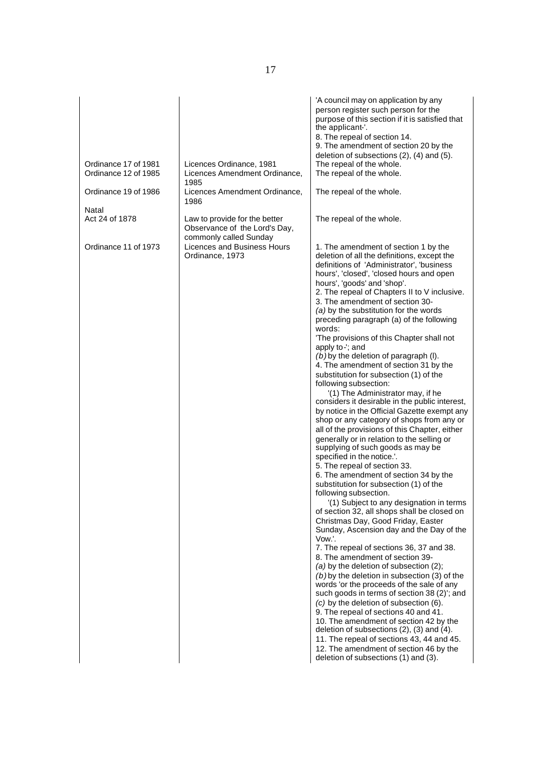| | | |
|---|---|---|
| | | 'A council may on application by any person register such person for the purpose of this section if it is satisfied that the applicant-'.<br>8. The repeal of section 14.<br>9. The amendment of section 20 by the deletion of subsections (2), (4) and (5). |
| Ordinance 17 of 1981 | Licences Ordinance, 1981 | The repeal of the whole. |
| Ordinance 12 of 1985 | Licences Amendment Ordinance, 1985 | The repeal of the whole. |
| Ordinance 19 of 1986 | Licences Amendment Ordinance, 1986 | The repeal of the whole. |
| Natal<br>Act 24 of 1878 | Law to provide for the better Observance of the Lord's Day, commonly called Sunday | The repeal of the whole. |
| Ordinance 11 of 1973 | Licences and Business Hours Ordinance, 1973 | 1. The amendment of section 1 by the deletion of all the definitions, except the definitions of 'Administrator', 'business hours', 'closed', 'closed hours and open hours', 'goods' and 'shop'.<br>2. The repeal of Chapters II to V inclusive.<br>3. The amendment of section 30-<br>*(a)* by the substitution for the words preceding paragraph (a) of the following words:<br>'The provisions of this Chapter shall not apply to-'; and<br>*(b)* by the deletion of paragraph (l).<br>4. The amendment of section 31 by the substitution for subsection (1) of the following subsection:<br>'(1) The Administrator may, if he considers it desirable in the public interest, by notice in the Official Gazette exempt any shop or any category of shops from any or all of the provisions of this Chapter, either generally or in relation to the selling or supplying of such goods as may be specified in the notice.'.<br>5. The repeal of section 33.<br>6. The amendment of section 34 by the substitution for subsection (1) of the following subsection.<br>'(1) Subject to any designation in terms of section 32, all shops shall be closed on Christmas Day, Good Friday, Easter Sunday, Ascension day and the Day of the Vow.'.<br>7. The repeal of sections 36, 37 and 38.<br>8. The amendment of section 39-<br>*(a)* by the deletion of subsection (2);<br>*(b)* by the deletion in subsection (3) of the words 'or the proceeds of the sale of any such goods in terms of section 38 (2)'; and<br>*(c)* by the deletion of subsection (6).<br>9. The repeal of sections 40 and 41.<br>10. The amendment of section 42 by the deletion of subsections (2), (3) and (4).<br>11. The repeal of sections 43, 44 and 45.<br>12. The amendment of section 46 by the deletion of subsections (1) and (3). |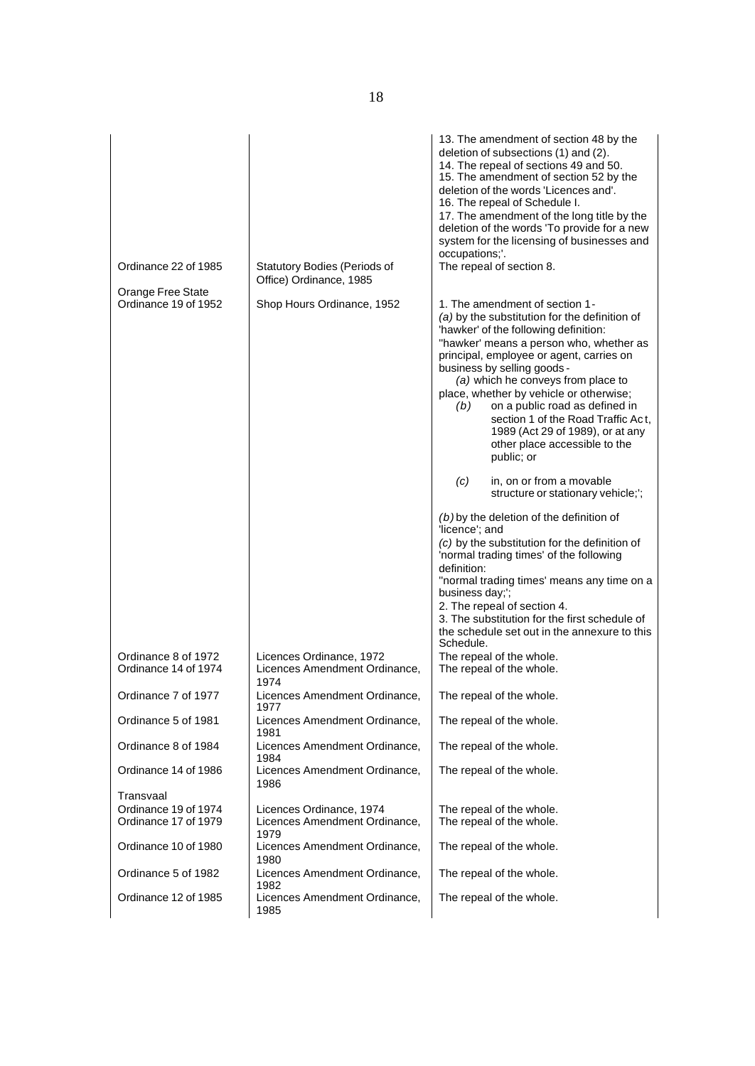| | | |
|---|---|---|
| | | 13. The amendment of section 48 by the deletion of subsections (1) and (2).<br>14. The repeal of sections 49 and 50.<br>15. The amendment of section 52 by the deletion of the words 'Licences and'.<br>16. The repeal of Schedule I.<br>17. The amendment of the long title by the deletion of the words 'To provide for a new system for the licensing of businesses and occupations;'. |
| Ordinance 22 of 1985 | Statutory Bodies (Periods of Office) Ordinance, 1985 | The repeal of section 8. |
| Orange Free State<br>Ordinance 19 of 1952 | Shop Hours Ordinance, 1952 | 1. The amendment of section 1-<br>*(a)* by the substitution for the definition of 'hawker' of the following definition:<br>''hawker' means a person who, whether as principal, employee or agent, carries on business by selling goods -<br>*(a)* which he conveys from place to place, whether by vehicle or otherwise;<br>*(b)* on a public road as defined in section 1 of the Road Traffic Act, 1989 (Act 29 of 1989), or at any other place accessible to the public; or<br>*(c)* in, on or from a movable structure or stationary vehicle;';<br>*(b)* by the deletion of the definition of 'licence'; and<br>*(c)* by the substitution for the definition of 'normal trading times' of the following definition:<br>''normal trading times' means any time on a business day;';<br>2. The repeal of section 4.<br>3. The substitution for the first schedule of the schedule set out in the annexure to this Schedule. |
| Ordinance 8 of 1972 | Licences Ordinance, 1972 | The repeal of the whole. |
| Ordinance 14 of 1974 | Licences Amendment Ordinance, 1974 | The repeal of the whole. |
| Ordinance 7 of 1977 | Licences Amendment Ordinance, 1977 | The repeal of the whole. |
| Ordinance 5 of 1981 | Licences Amendment Ordinance, 1981 | The repeal of the whole. |
| Ordinance 8 of 1984 | Licences Amendment Ordinance, 1984 | The repeal of the whole. |
| Ordinance 14 of 1986 | Licences Amendment Ordinance, 1986 | The repeal of the whole. |
| Transvaal<br>Ordinance 19 of 1974 | Licences Ordinance, 1974 | The repeal of the whole. |
| Ordinance 17 of 1979 | Licences Amendment Ordinance, 1979 | The repeal of the whole. |
| Ordinance 10 of 1980 | Licences Amendment Ordinance, 1980 | The repeal of the whole. |
| Ordinance 5 of 1982 | Licences Amendment Ordinance, 1982 | The repeal of the whole. |
| Ordinance 12 of 1985 | Licences Amendment Ordinance, 1985 | The repeal of the whole. |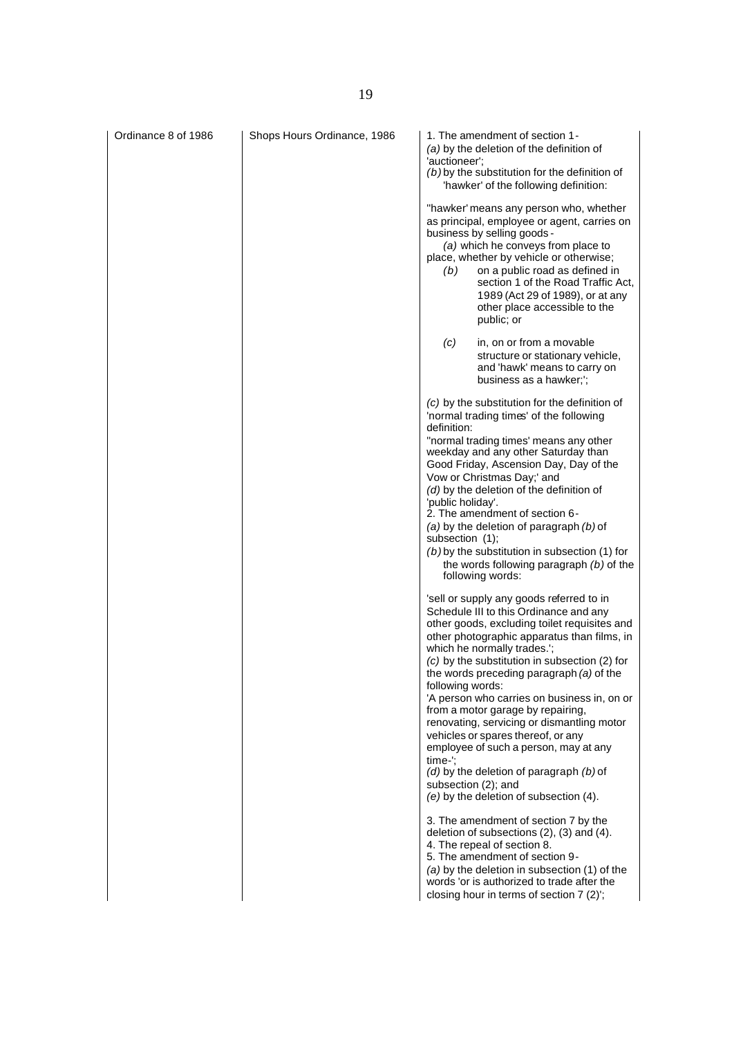| | | |
|---|---|---|
| Ordinance 8 of 1986 | Shops Hours Ordinance, 1986 | 1. The amendment of section 1-<br>*(a)* by the deletion of the definition of 'auctioneer';<br>*(b)* by the substitution for the definition of 'hawker' of the following definition:<br><br>''hawker' means any person who, whether as principal, employee or agent, carries on business by selling goods -<br>*(a)* which he conveys from place to place, whether by vehicle or otherwise;<br>*(b)* on a public road as defined in section 1 of the Road Traffic Act, 1989 (Act 29 of 1989), or at any other place accessible to the public; or<br><br>*(c)* in, on or from a movable structure or stationary vehicle, and 'hawk' means to carry on business as a hawker;';<br><br>*(c)* by the substitution for the definition of 'normal trading times' of the following definition:<br>''normal trading times' means any other weekday and any other Saturday than Good Friday, Ascension Day, Day of the Vow or Christmas Day;' and<br>*(d)* by the deletion of the definition of 'public holiday'.<br>2. The amendment of section 6-<br>*(a)* by the deletion of paragraph *(b)* of subsection (1);<br>*(b)* by the substitution in subsection (1) for the words following paragraph *(b)* of the following words:<br><br>'sell or supply any goods referred to in Schedule III to this Ordinance and any other goods, excluding toilet requisites and other photographic apparatus than films, in which he normally trades.';<br>*(c)* by the substitution in subsection (2) for the words preceding paragraph *(a)* of the following words:<br>'A person who carries on business in, on or from a motor garage by repairing, renovating, servicing or dismantling motor vehicles or spares thereof, or any employee of such a person, may at any time-';<br>*(d)* by the deletion of paragraph *(b)* of subsection (2); and<br>*(e)* by the deletion of subsection (4).<br><br>3. The amendment of section 7 by the deletion of subsections (2), (3) and (4).<br>4. The repeal of section 8.<br>5. The amendment of section 9-<br>*(a)* by the deletion in subsection (1) of the words 'or is authorized to trade after the closing hour in terms of section 7 (2)'; |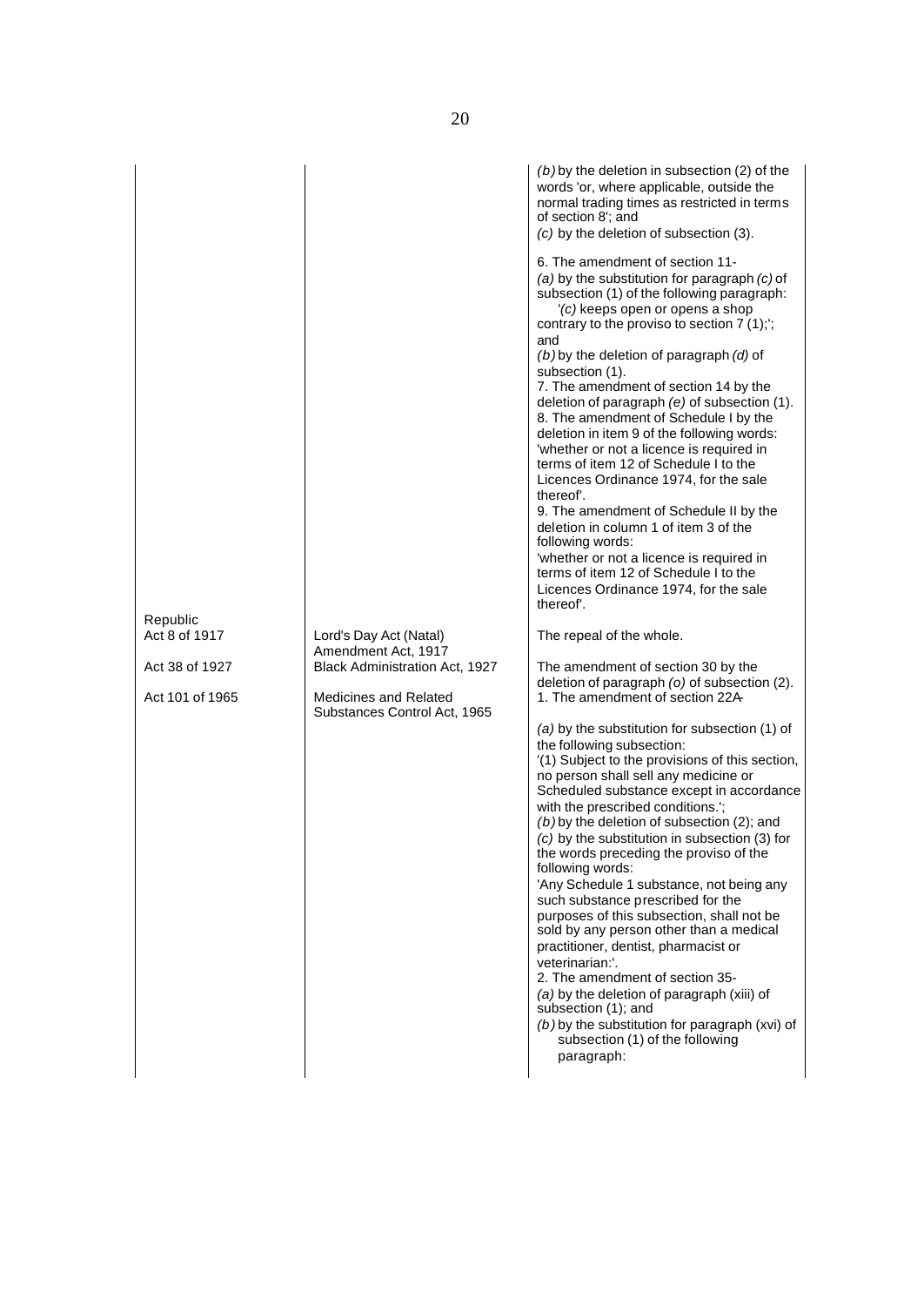| | | |
|---|---|---|
| | | *(b)* by the deletion in subsection (2) of the words 'or, where applicable, outside the normal trading times as restricted in terms of section 8'; and<br>*(c)* by the deletion of subsection (3).<br><br>6. The amendment of section 11-<br>*(a)* by the substitution for paragraph *(c)* of subsection (1) of the following paragraph:<br>'*(c)* keeps open or opens a shop contrary to the proviso to section 7 (1);'; and<br>*(b)* by the deletion of paragraph *(d)* of subsection (1).<br>7. The amendment of section 14 by the deletion of paragraph *(e)* of subsection (1).<br>8. The amendment of Schedule I by the deletion in item 9 of the following words: 'whether or not a licence is required in terms of item 12 of Schedule I to the Licences Ordinance 1974, for the sale thereof'.<br>9. The amendment of Schedule II by the deletion in column 1 of item 3 of the following words:<br>'whether or not a licence is required in terms of item 12 of Schedule I to the Licences Ordinance 1974, for the sale thereof'. |
| Republic<br>Act 8 of 1917 | Lord's Day Act (Natal) Amendment Act, 1917 | The repeal of the whole. |
| Act 38 of 1927 | Black Administration Act, 1927 | The amendment of section 30 by the deletion of paragraph *(o)* of subsection (2). |
| Act 101 of 1965 | Medicines and Related Substances Control Act, 1965 | 1. The amendment of section 22A-<br><br>*(a)* by the substitution for subsection (1) of the following subsection:<br>'(1) Subject to the provisions of this section, no person shall sell any medicine or Scheduled substance except in accordance with the prescribed conditions.';<br>*(b)* by the deletion of subsection (2); and<br>*(c)* by the substitution in subsection (3) for the words preceding the proviso of the following words:<br>'Any Schedule 1 substance, not being any such substance prescribed for the purposes of this subsection, shall not be sold by any person other than a medical practitioner, dentist, pharmacist or veterinarian:'.<br>2. The amendment of section 35-<br>*(a)* by the deletion of paragraph (xiii) of subsection (1); and<br>*(b)* by the substitution for paragraph (xvi) of subsection (1) of the following paragraph: |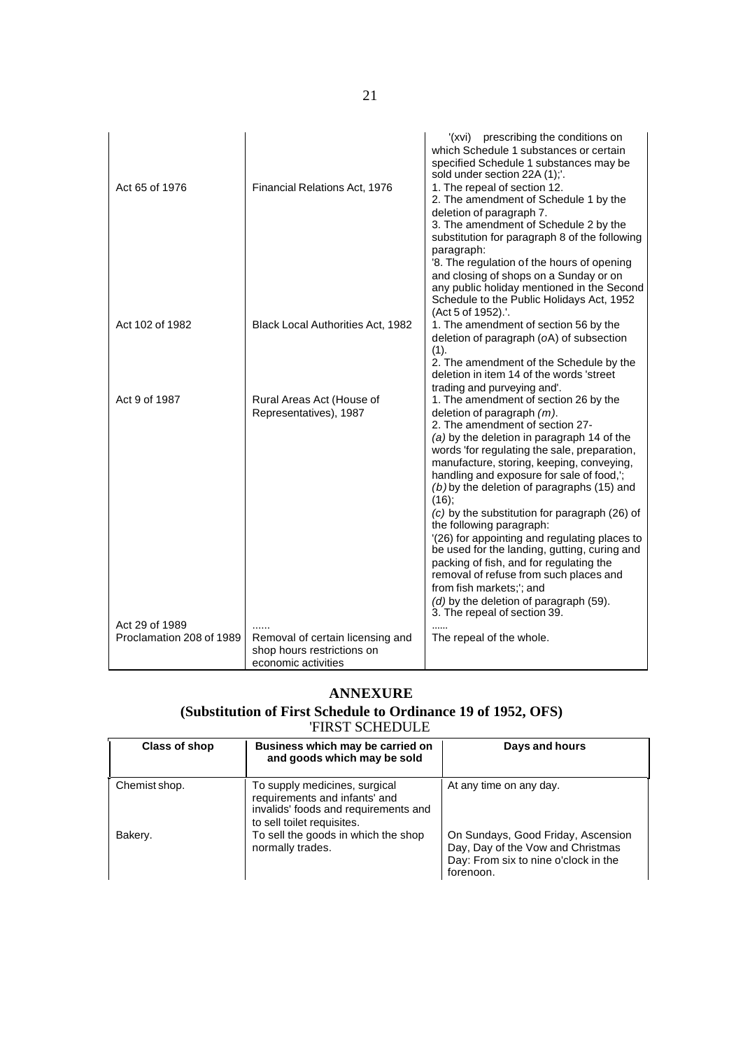| | | '(xvi) prescribing the conditions on which Schedule 1 substances or certain specified Schedule 1 substances may be sold under section 22A (1);'. |
|---|---|---|
| Act 65 of 1976 | Financial Relations Act, 1976 | 1. The repeal of section 12.<br>2. The amendment of Schedule 1 by the deletion of paragraph 7.<br>3. The amendment of Schedule 2 by the substitution for paragraph 8 of the following paragraph:<br>'8. The regulation of the hours of opening and closing of shops on a Sunday or on any public holiday mentioned in the Second Schedule to the Public Holidays Act, 1952 (Act 5 of 1952).'. |
| Act 102 of 1982 | Black Local Authorities Act, 1982 | 1. The amendment of section 56 by the deletion of paragraph (oA) of subsection (1).<br>2. The amendment of the Schedule by the deletion in item 14 of the words 'street trading and purveying and'. |
| Act 9 of 1987 | Rural Areas Act (House of Representatives), 1987 | 1. The amendment of section 26 by the deletion of paragraph *(m)*.<br>2. The amendment of section 27-<br>*(a)* by the deletion in paragraph 14 of the words 'for regulating the sale, preparation, manufacture, storing, keeping, conveying, handling and exposure for sale of food,';<br>*(b)* by the deletion of paragraphs (15) and (16);<br>*(c)* by the substitution for paragraph (26) of the following paragraph:<br>'(26) for appointing and regulating places to be used for the landing, gutting, curing and packing of fish, and for regulating the removal of refuse from such places and from fish markets;'; and<br>*(d)* by the deletion of paragraph (59).<br>3. The repeal of section 39. |
| Act 29 of 1989 | ...... | ...... |
| Proclamation 208 of 1989 | Removal of certain licensing and shop hours restrictions on economic activities | The repeal of the whole. |

## ANNEXURE

### (Substitution of First Schedule to Ordinance 19 of 1952, OFS)

'FIRST SCHEDULE

| Class of shop | Business which may be carried on and goods which may be sold | Days and hours |
|---|---|---|
| Chemist shop. | To supply medicines, surgical requirements and infants' and invalids' foods and requirements and to sell toilet requisites. | At any time on any day. |
| Bakery. | To sell the goods in which the shop normally trades. | On Sundays, Good Friday, Ascension Day, Day of the Vow and Christmas Day: From six to nine o'clock in the forenoon. |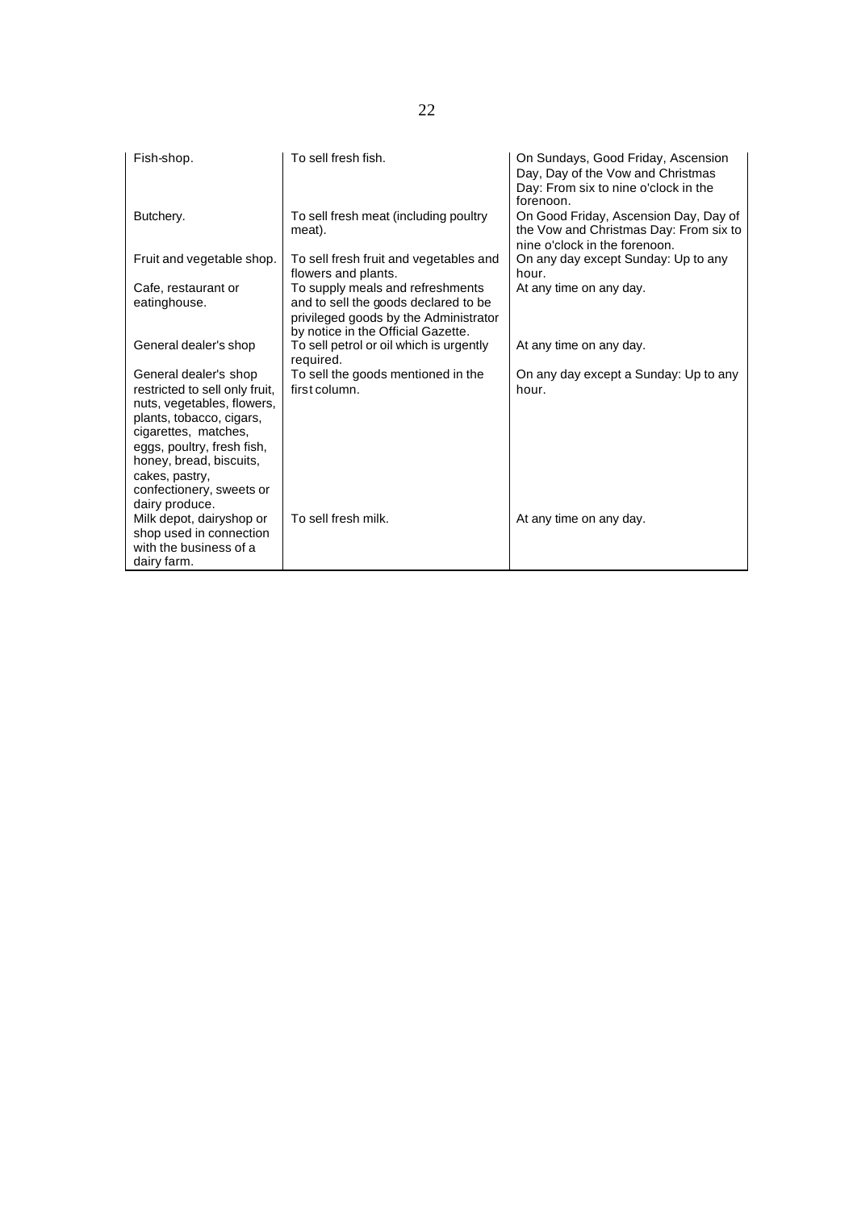| | | |
|---|---|---|
| Fish-shop. | To sell fresh fish. | On Sundays, Good Friday, Ascension Day, Day of the Vow and Christmas Day: From six to nine o'clock in the forenoon. |
| Butchery. | To sell fresh meat (including poultry meat). | On Good Friday, Ascension Day, Day of the Vow and Christmas Day: From six to nine o'clock in the forenoon. |
| Fruit and vegetable shop. | To sell fresh fruit and vegetables and flowers and plants. | On any day except Sunday: Up to any hour. |
| Cafe, restaurant or eatinghouse. | To supply meals and refreshments and to sell the goods declared to be privileged goods by the Administrator by notice in the Official Gazette. | At any time on any day. |
| General dealer's shop | To sell petrol or oil which is urgently required. | At any time on any day. |
| General dealer's shop restricted to sell only fruit, nuts, vegetables, flowers, plants, tobacco, cigars, cigarettes, matches, eggs, poultry, fresh fish, honey, bread, biscuits, cakes, pastry, confectionery, sweets or dairy produce. | To sell the goods mentioned in the first column. | On any day except a Sunday: Up to any hour. |
| Milk depot, dairyshop or shop used in connection with the business of a dairy farm. | To sell fresh milk. | At any time on any day. |